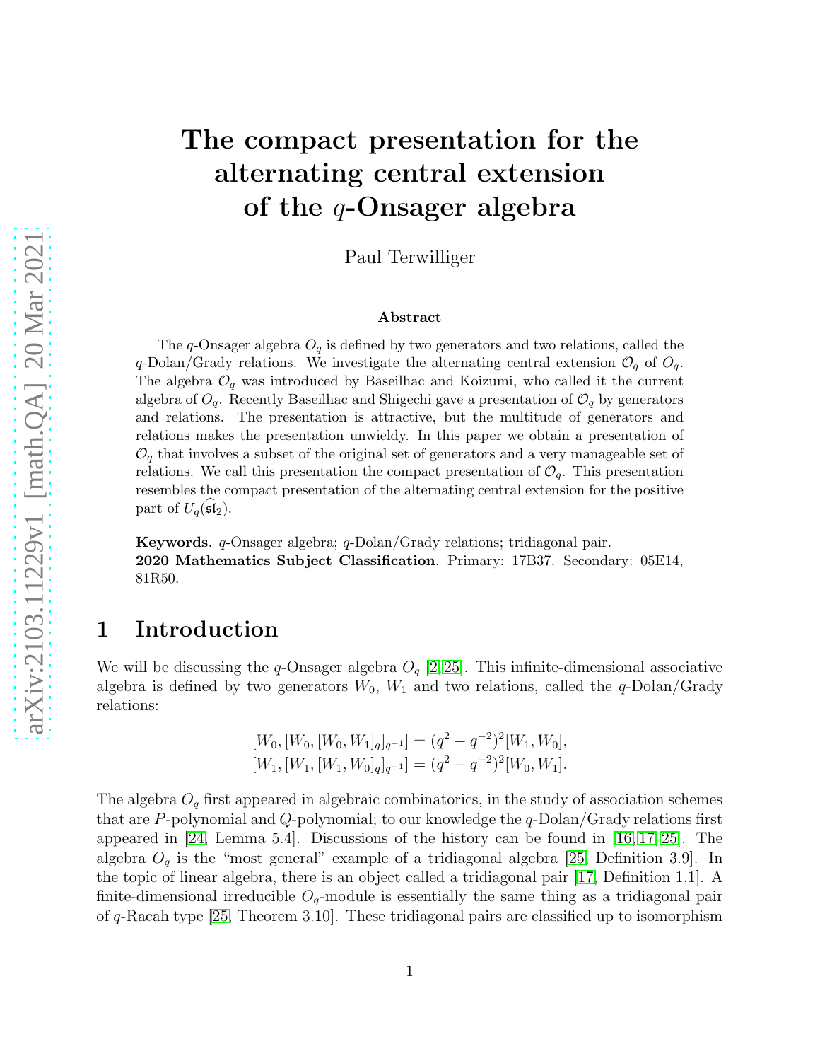# The compact presentation for the alternating central extension of the $q$-Onsager algebra

Paul Terwilliger

### Abstract

The $q$-Onsager algebra $O_q$ is defined by two generators and two relations, called the $q$-Dolan/Grady relations. We investigate the alternating central extension $\mathcal{O}_q$ of $O_q$. The algebra $\mathcal{O}_q$ was introduced by Baseilhac and Koizumi, who called it the current algebra of $O_q$. Recently Baseilhac and Shigechi gave a presentation of $\mathcal{O}_q$ by generators and relations. The presentation is attractive, but the multitude of generators and relations makes the presentation unwieldy. In this paper we obtain a presentation of $\mathcal{O}_q$ that involves a subset of the original set of generators and a very manageable set of relations. We call this presentation the compact presentation of $\mathcal{O}_q$. This presentation resembles the compact presentation of the alternating central extension for the positive part of $U_q(\widehat{\mathfrak{sl}}_2)$.

**Keywords**. $q$-Onsager algebra; $q$-Dolan/Grady relations; tridiagonal pair.
**2020 Mathematics Subject Classification**. Primary: 17B37. Secondary: 05E14, 81R50.

## 1 Introduction

We will be discussing the $q$-Onsager algebra $O_q$ [2, 25]. This infinite-dimensional associative algebra is defined by two generators $W_0$, $W_1$ and two relations, called the $q$-Dolan/Grady relations:

$$[W_0, [W_0, [W_0, W_1]_q]_{q^{-1}}] = (q^2 - q^{-2})^2 [W_1, W_0],$$
$$[W_1, [W_1, [W_1, W_0]_q]_{q^{-1}}] = (q^2 - q^{-2})^2 [W_0, W_1].$$

The algebra $O_q$ first appeared in algebraic combinatorics, in the study of association schemes that are $P$-polynomial and $Q$-polynomial; to our knowledge the $q$-Dolan/Grady relations first appeared in [24, Lemma 5.4]. Discussions of the history can be found in [16, 17, 25]. The algebra $O_q$ is the "most general" example of a tridiagonal algebra [25, Definition 3.9]. In the topic of linear algebra, there is an object called a tridiagonal pair [17, Definition 1.1]. A finite-dimensional irreducible $O_q$-module is essentially the same thing as a tridiagonal pair of $q$-Racah type [25, Theorem 3.10]. These tridiagonal pairs are classified up to isomorphism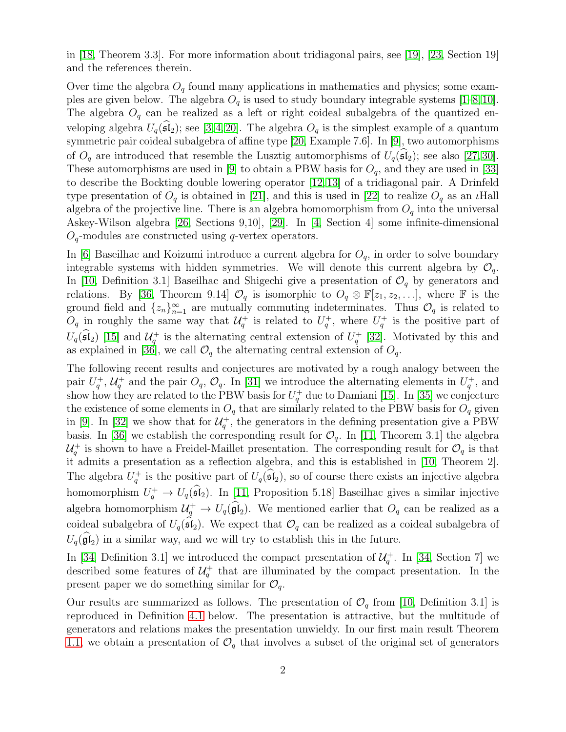in [18, Theorem 3.3]. For more information about tridiagonal pairs, see [19], [23, Section 19] and the references therein.

Over time the algebra $O_q$ found many applications in mathematics and physics; some examples are given below. The algebra $O_q$ is used to study boundary integrable systems [1–8,10]. The algebra $O_q$ can be realized as a left or right coideal subalgebra of the quantized enveloping algebra $U_q(\widehat{\mathfrak{sl}}_2)$; see [3,4,20]. The algebra $O_q$ is the simplest example of a quantum symmetric pair coideal subalgebra of affine type [20, Example 7.6]. In [9], two automorphisms of $O_q$ are introduced that resemble the Lusztig automorphisms of $U_q(\widehat{\mathfrak{sl}}_2)$; see also [27,30]. These automorphisms are used in [9] to obtain a PBW basis for $O_q$, and they are used in [33] to describe the Bockting double lowering operator [12,13] of a tridiagonal pair. A Drinfeld type presentation of $O_q$ is obtained in [21], and this is used in [22] to realize $O_q$ as an $\iota$Hall algebra of the projective line. There is an algebra homomorphism from $O_q$ into the universal Askey-Wilson algebra [26, Sections 9,10], [29]. In [4, Section 4] some infinite-dimensional $O_q$-modules are constructed using $q$-vertex operators.

In [6] Baseilhac and Koizumi introduce a current algebra for $O_q$, in order to solve boundary integrable systems with hidden symmetries. We will denote this current algebra by $\mathcal{O}_q$. In [10, Definition 3.1] Baseilhac and Shigechi give a presentation of $\mathcal{O}_q$ by generators and relations. By [36, Theorem 9.14] $\mathcal{O}_q$ is isomorphic to $O_q \otimes \mathbb{F}[z_1, z_2, \ldots]$, where $\mathbb{F}$ is the ground field and $\{z_n\}_{n=1}^{\infty}$ are mutually commuting indeterminates. Thus $\mathcal{O}_q$ is related to $O_q$ in roughly the same way that $\mathcal{U}_q^+$ is related to $U_q^+$, where $U_q^+$ is the positive part of $U_q(\widehat{\mathfrak{sl}}_2)$ [15] and $\mathcal{U}_q^+$ is the alternating central extension of $U_q^+$ [32]. Motivated by this and as explained in [36], we call $\mathcal{O}_q$ the alternating central extension of $O_q$.

The following recent results and conjectures are motivated by a rough analogy between the pair $U_q^+, \mathcal{U}_q^+$ and the pair $O_q, \mathcal{O}_q$. In [31] we introduce the alternating elements in $U_q^+$, and show how they are related to the PBW basis for $U_q^+$ due to Damiani [15]. In [35] we conjecture the existence of some elements in $O_q$ that are similarly related to the PBW basis for $O_q$ given in [9]. In [32] we show that for $\mathcal{U}_q^+$, the generators in the defining presentation give a PBW basis. In [36] we establish the corresponding result for $\mathcal{O}_q$. In [11, Theorem 3.1] the algebra $\mathcal{U}_q^+$ is shown to have a Freidel-Maillet presentation. The corresponding result for $\mathcal{O}_q$ is that it admits a presentation as a reflection algebra, and this is established in [10, Theorem 2]. The algebra $U_q^+$ is the positive part of $U_q(\widehat{\mathfrak{sl}}_2)$, so of course there exists an injective algebra homomorphism $U_q^+ \to U_q(\widehat{\mathfrak{sl}}_2)$. In [11, Proposition 5.18] Baseilhac gives a similar injective algebra homomorphism $\mathcal{U}_q^+ \to U_q(\widehat{\mathfrak{gl}}_2)$. We mentioned earlier that $O_q$ can be realized as a coideal subalgebra of $U_q(\widehat{\mathfrak{sl}}_2)$. We expect that $\mathcal{O}_q$ can be realized as a coideal subalgebra of $U_q(\widehat{\mathfrak{gl}}_2)$ in a similar way, and we will try to establish this in the future.

In [34, Definition 3.1] we introduced the compact presentation of $\mathcal{U}_q^+$. In [34, Section 7] we described some features of $\mathcal{U}_q^+$ that are illuminated by the compact presentation. In the present paper we do something similar for $\mathcal{O}_q$.

Our results are summarized as follows. The presentation of $\mathcal{O}_q$ from [10, Definition 3.1] is reproduced in Definition 4.1 below. The presentation is attractive, but the multitude of generators and relations makes the presentation unwieldy. In our first main result Theorem 1.1, we obtain a presentation of $\mathcal{O}_q$ that involves a subset of the original set of generators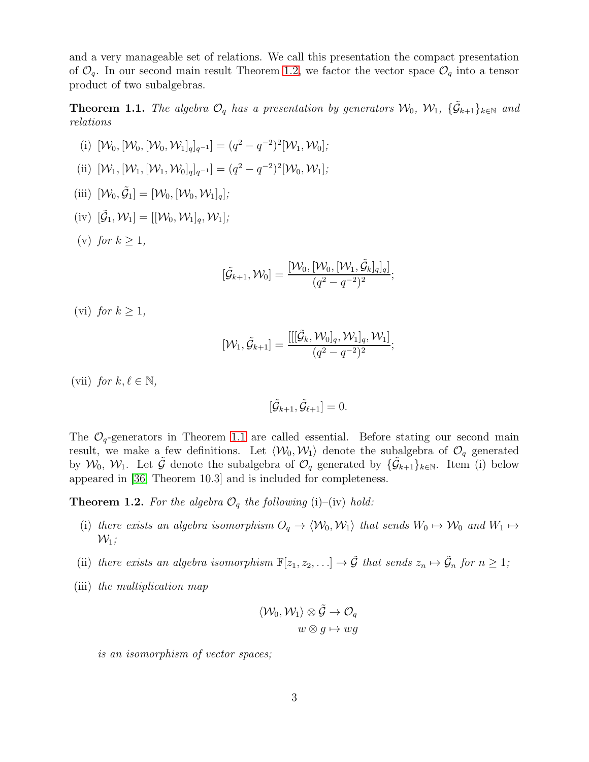and a very manageable set of relations. We call this presentation the compact presentation of $\mathcal{O}_q$. In our second main result Theorem 1.2, we factor the vector space $\mathcal{O}_q$ into a tensor product of two subalgebras.

**Theorem 1.1.** *The algebra $\mathcal{O}_q$ has a presentation by generators $\mathcal{W}_0$, $\mathcal{W}_1$, $\{\tilde{\mathcal{G}}_{k+1}\}_{k\in\mathbb{N}}$ and relations*

(i) $[\mathcal{W}_0, [\mathcal{W}_0, [\mathcal{W}_0, \mathcal{W}_1]_q]_{q^{-1}}] = (q^2 - q^{-2})^2 [\mathcal{W}_1, \mathcal{W}_0]$;

(ii) $[\mathcal{W}_1, [\mathcal{W}_1, [\mathcal{W}_1, \mathcal{W}_0]_q]_{q^{-1}}] = (q^2 - q^{-2})^2 [\mathcal{W}_0, \mathcal{W}_1]$;

(iii) $[\mathcal{W}_0, \tilde{\mathcal{G}}_1] = [\mathcal{W}_0, [\mathcal{W}_0, \mathcal{W}_1]_q]$;

(iv) $[\tilde{\mathcal{G}}_1, \mathcal{W}_1] = [[\mathcal{W}_0, \mathcal{W}_1]_q, \mathcal{W}_1]$;

(v) *for $k \geq 1$,*
$$[\tilde{\mathcal{G}}_{k+1}, \mathcal{W}_0] = \frac{[\mathcal{W}_0, [\mathcal{W}_0, [\mathcal{W}_1, \tilde{\mathcal{G}}_k]_q]_q]}{(q^2 - q^{-2})^2};$$

(vi) *for $k \geq 1$,*
$$[\mathcal{W}_1, \tilde{\mathcal{G}}_{k+1}] = \frac{[[[\tilde{\mathcal{G}}_k, \mathcal{W}_0]_q, \mathcal{W}_1]_q, \mathcal{W}_1]}{(q^2 - q^{-2})^2};$$

(vii) *for $k, \ell \in \mathbb{N}$,*
$$[\tilde{\mathcal{G}}_{k+1}, \tilde{\mathcal{G}}_{\ell+1}] = 0.$$

The $\mathcal{O}_q$-generators in Theorem 1.1 are called essential. Before stating our second main result, we make a few definitions. Let $\langle \mathcal{W}_0, \mathcal{W}_1 \rangle$ denote the subalgebra of $\mathcal{O}_q$ generated by $\mathcal{W}_0$, $\mathcal{W}_1$. Let $\tilde{\mathcal{G}}$ denote the subalgebra of $\mathcal{O}_q$ generated by $\{\tilde{\mathcal{G}}_{k+1}\}_{k\in\mathbb{N}}$. Item (i) below appeared in [36, Theorem 10.3] and is included for completeness.

**Theorem 1.2.** *For the algebra $\mathcal{O}_q$ the following* (i)–(iv) *hold:*

(i) *there exists an algebra isomorphism $O_q \to \langle \mathcal{W}_0, \mathcal{W}_1 \rangle$ that sends $W_0 \mapsto \mathcal{W}_0$ and $W_1 \mapsto \mathcal{W}_1$;*

(ii) *there exists an algebra isomorphism $\mathbb{F}[z_1, z_2, \ldots] \to \tilde{\mathcal{G}}$ that sends $z_n \mapsto \tilde{\mathcal{G}}_n$ for $n \geq 1$;*

(iii) *the multiplication map*
$$\begin{aligned} \langle \mathcal{W}_0, \mathcal{W}_1 \rangle \otimes \tilde{\mathcal{G}} &\to \mathcal{O}_q \\ w \otimes g &\mapsto wg \end{aligned}$$
*is an isomorphism of vector spaces;*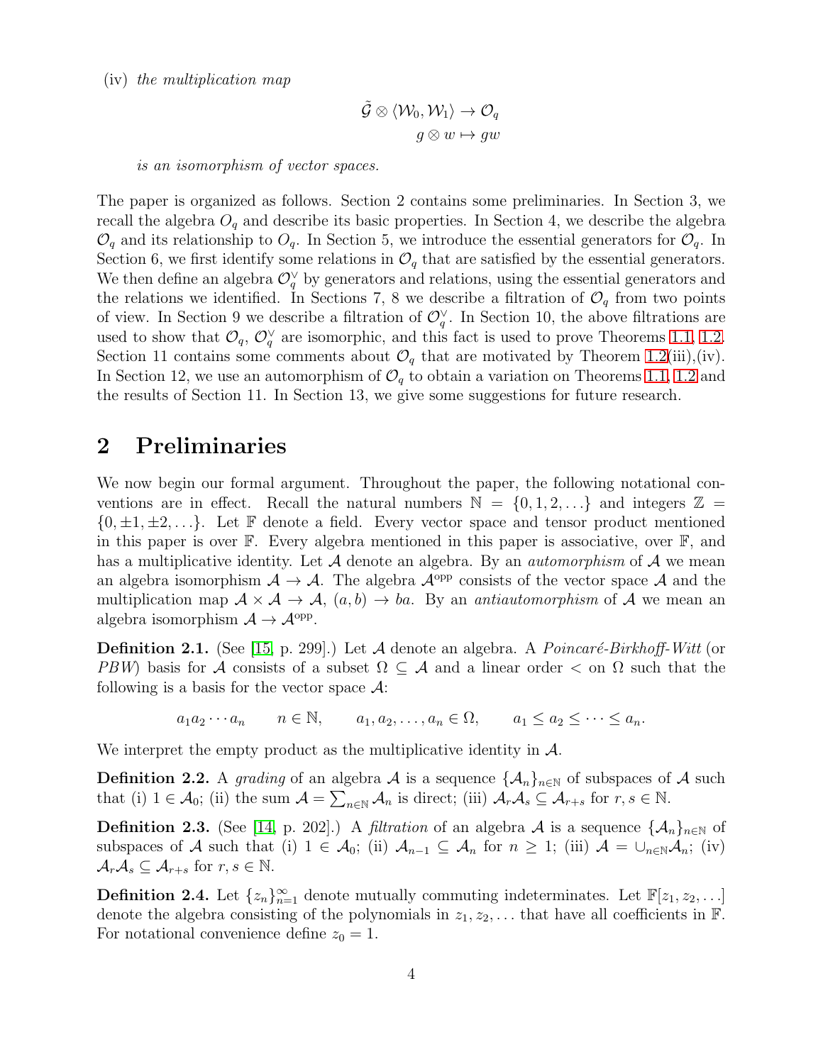(iv) *the multiplication map*

$$\tilde{\mathcal{G}} \otimes \langle \mathcal{W}_0, \mathcal{W}_1 \rangle \to \mathcal{O}_q$$
$$g \otimes w \mapsto gw$$

*is an isomorphism of vector spaces.*

The paper is organized as follows. Section 2 contains some preliminaries. In Section 3, we recall the algebra $O_q$ and describe its basic properties. In Section 4, we describe the algebra $\mathcal{O}_q$ and its relationship to $O_q$. In Section 5, we introduce the essential generators for $\mathcal{O}_q$. In Section 6, we first identify some relations in $\mathcal{O}_q$ that are satisfied by the essential generators. We then define an algebra $\mathcal{O}_q^\vee$ by generators and relations, using the essential generators and the relations we identified. In Sections 7, 8 we describe a filtration of $\mathcal{O}_q$ from two points of view. In Section 9 we describe a filtration of $\mathcal{O}_q^\vee$. In Section 10, the above filtrations are used to show that $\mathcal{O}_q$, $\mathcal{O}_q^\vee$ are isomorphic, and this fact is used to prove Theorems 1.1, 1.2. Section 11 contains some comments about $\mathcal{O}_q$ that are motivated by Theorem 1.2(iii),(iv). In Section 12, we use an automorphism of $\mathcal{O}_q$ to obtain a variation on Theorems 1.1, 1.2 and the results of Section 11. In Section 13, we give some suggestions for future research.

## 2 Preliminaries

We now begin our formal argument. Throughout the paper, the following notational conventions are in effect. Recall the natural numbers $\mathbb{N} = \{0, 1, 2, \ldots\}$ and integers $\mathbb{Z} = \{0, \pm 1, \pm 2, \ldots\}$. Let $\mathbb{F}$ denote a field. Every vector space and tensor product mentioned in this paper is over $\mathbb{F}$. Every algebra mentioned in this paper is associative, over $\mathbb{F}$, and has a multiplicative identity. Let $\mathcal{A}$ denote an algebra. By an *automorphism* of $\mathcal{A}$ we mean an algebra isomorphism $\mathcal{A} \to \mathcal{A}$. The algebra $\mathcal{A}^{\text{opp}}$ consists of the vector space $\mathcal{A}$ and the multiplication map $\mathcal{A} \times \mathcal{A} \to \mathcal{A}$, $(a, b) \to ba$. By an *antiautomorphism* of $\mathcal{A}$ we mean an algebra isomorphism $\mathcal{A} \to \mathcal{A}^{\text{opp}}$.

**Definition 2.1.** (See [15, p. 299].) Let $\mathcal{A}$ denote an algebra. A *Poincaré-Birkhoff-Witt* (or *PBW*) basis for $\mathcal{A}$ consists of a subset $\Omega \subseteq \mathcal{A}$ and a linear order $<$ on $\Omega$ such that the following is a basis for the vector space $\mathcal{A}$:

$$a_1 a_2 \cdots a_n \qquad n \in \mathbb{N}, \qquad a_1, a_2, \ldots, a_n \in \Omega, \qquad a_1 \leq a_2 \leq \cdots \leq a_n.$$

We interpret the empty product as the multiplicative identity in $\mathcal{A}$.

**Definition 2.2.** A *grading* of an algebra $\mathcal{A}$ is a sequence $\{\mathcal{A}_n\}_{n\in\mathbb{N}}$ of subspaces of $\mathcal{A}$ such that (i) $1 \in \mathcal{A}_0$; (ii) the sum $\mathcal{A} = \sum_{n\in\mathbb{N}} \mathcal{A}_n$ is direct; (iii) $\mathcal{A}_r\mathcal{A}_s \subseteq \mathcal{A}_{r+s}$ for $r, s \in \mathbb{N}$.

**Definition 2.3.** (See [14, p. 202].) A *filtration* of an algebra $\mathcal{A}$ is a sequence $\{\mathcal{A}_n\}_{n\in\mathbb{N}}$ of subspaces of $\mathcal{A}$ such that (i) $1 \in \mathcal{A}_0$; (ii) $\mathcal{A}_{n-1} \subseteq \mathcal{A}_n$ for $n \geq 1$; (iii) $\mathcal{A} = \cup_{n\in\mathbb{N}}\mathcal{A}_n$; (iv) $\mathcal{A}_r\mathcal{A}_s \subseteq \mathcal{A}_{r+s}$ for $r, s \in \mathbb{N}$.

**Definition 2.4.** Let $\{z_n\}_{n=1}^\infty$ denote mutually commuting indeterminates. Let $\mathbb{F}[z_1, z_2, \ldots]$ denote the algebra consisting of the polynomials in $z_1, z_2, \ldots$ that have all coefficients in $\mathbb{F}$. For notational convenience define $z_0 = 1$.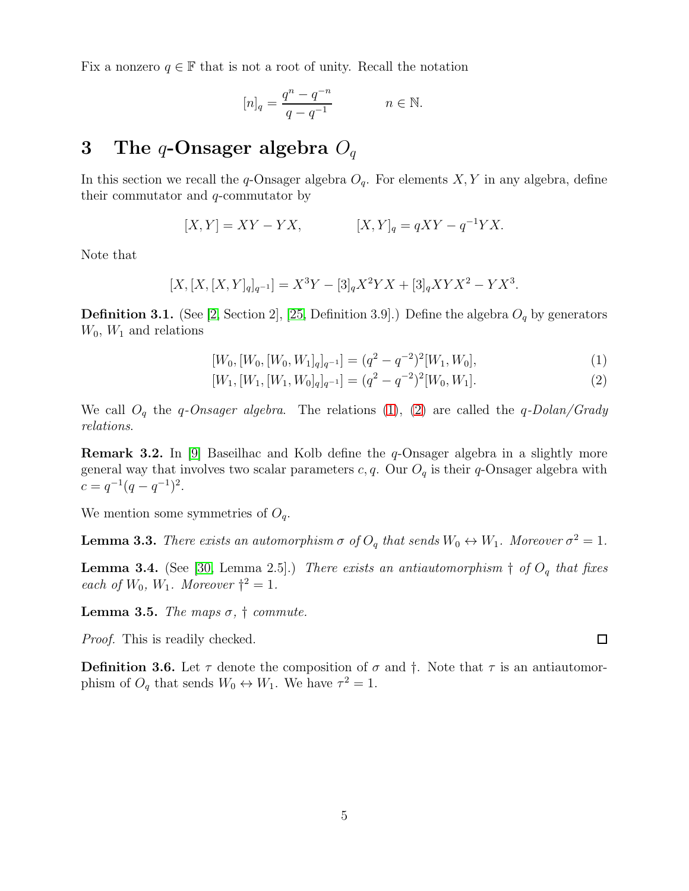Fix a nonzero $q \in \mathbb{F}$ that is not a root of unity. Recall the notation

$$[n]_q = \frac{q^n - q^{-n}}{q - q^{-1}} \qquad\qquad n \in \mathbb{N}.$$

# 3 The $q$-Onsager algebra $O_q$

In this section we recall the $q$-Onsager algebra $O_q$. For elements $X, Y$ in any algebra, define their commutator and $q$-commutator by

$$[X, Y] = XY - YX, \qquad\qquad [X, Y]_q = qXY - q^{-1}YX.$$

Note that

$$[X, [X, [X, Y]_q]_{q^{-1}}] = X^3Y - [3]_q X^2YX + [3]_q XYX^2 - YX^3.$$

**Definition 3.1.** (See [2, Section 2], [25, Definition 3.9].) Define the algebra $O_q$ by generators $W_0$, $W_1$ and relations

$$[W_0, [W_0, [W_0, W_1]_q]_{q^{-1}}] = (q^2 - q^{-2})^2 [W_1, W_0], \tag{1}$$

$$[W_1, [W_1, [W_1, W_0]_q]_{q^{-1}}] = (q^2 - q^{-2})^2 [W_0, W_1]. \tag{2}$$

We call $O_q$ the *$q$-Onsager algebra*. The relations (1), (2) are called the *$q$-Dolan/Grady relations*.

**Remark 3.2.** In [9] Baseilhac and Kolb define the $q$-Onsager algebra in a slightly more general way that involves two scalar parameters $c, q$. Our $O_q$ is their $q$-Onsager algebra with $c = q^{-1}(q - q^{-1})^2$.

We mention some symmetries of $O_q$.

**Lemma 3.3.** *There exists an automorphism $\sigma$ of $O_q$ that sends $W_0 \leftrightarrow W_1$. Moreover $\sigma^2 = 1$.*

**Lemma 3.4.** (See [30, Lemma 2.5].) *There exists an antiautomorphism $\dagger$ of $O_q$ that fixes each of $W_0$, $W_1$. Moreover $\dagger^2 = 1$.*

**Lemma 3.5.** *The maps $\sigma$, $\dagger$ commute.*

*Proof.* This is readily checked. □

**Definition 3.6.** Let $\tau$ denote the composition of $\sigma$ and $\dagger$. Note that $\tau$ is an antiautomorphism of $O_q$ that sends $W_0 \leftrightarrow W_1$. We have $\tau^2 = 1$.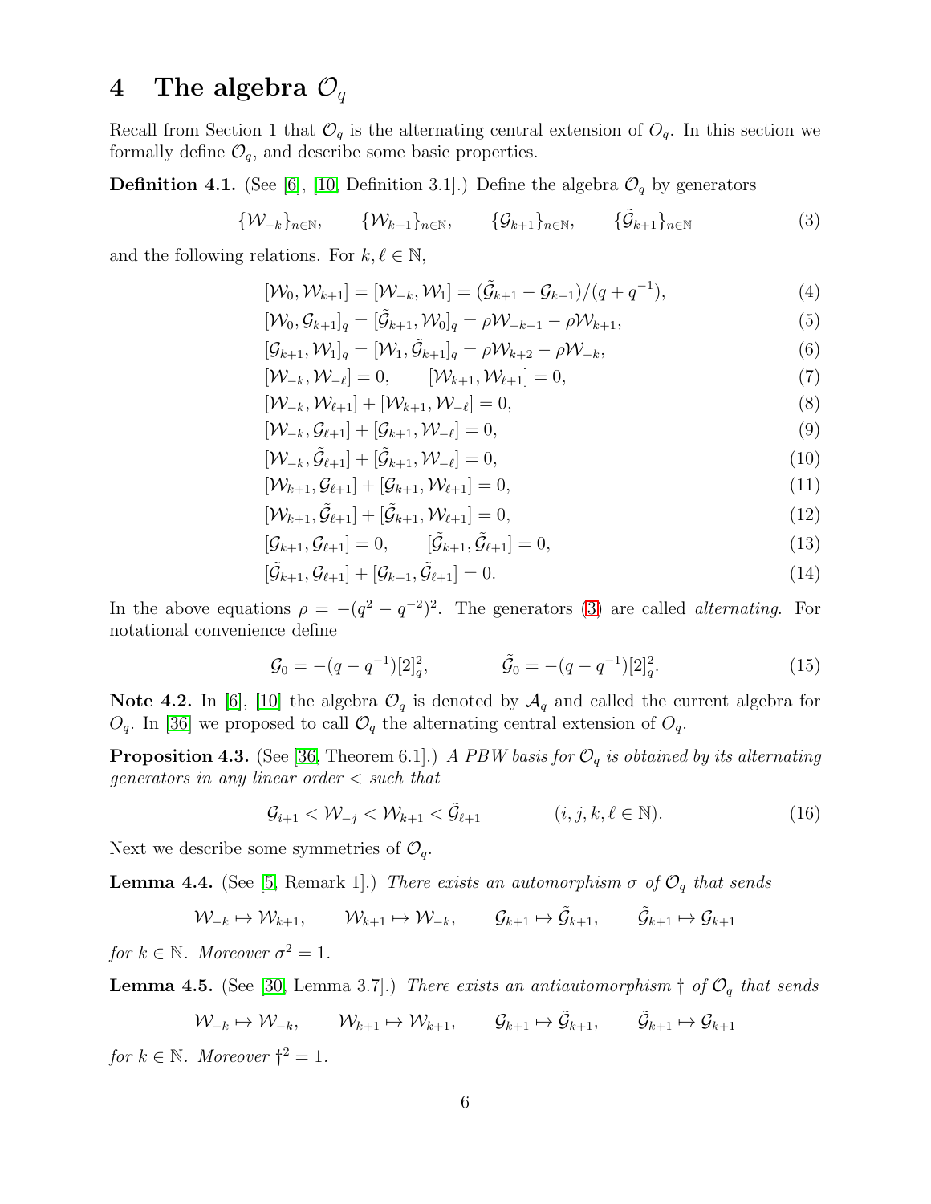# 4 The algebra $\mathcal{O}_q$

Recall from Section 1 that $\mathcal{O}_q$ is the alternating central extension of $O_q$. In this section we formally define $\mathcal{O}_q$, and describe some basic properties.

**Definition 4.1.** (See [6], [10, Definition 3.1].) Define the algebra $\mathcal{O}_q$ by generators

$$\{\mathcal{W}_{-k}\}_{n\in\mathbb{N}}, \qquad \{\mathcal{W}_{k+1}\}_{n\in\mathbb{N}}, \qquad \{\mathcal{G}_{k+1}\}_{n\in\mathbb{N}}, \qquad \{\tilde{\mathcal{G}}_{k+1}\}_{n\in\mathbb{N}} \tag{3}$$

and the following relations. For $k, \ell \in \mathbb{N}$,

$$[\mathcal{W}_0, \mathcal{W}_{k+1}] = [\mathcal{W}_{-k}, \mathcal{W}_1] = (\tilde{\mathcal{G}}_{k+1} - \mathcal{G}_{k+1})/(q + q^{-1}), \tag{4}$$

$$[\mathcal{W}_0, \mathcal{G}_{k+1}]_q = [\tilde{\mathcal{G}}_{k+1}, \mathcal{W}_0]_q = \rho\mathcal{W}_{-k-1} - \rho\mathcal{W}_{k+1}, \tag{5}$$

$$[\mathcal{G}_{k+1}, \mathcal{W}_1]_q = [\mathcal{W}_1, \tilde{\mathcal{G}}_{k+1}]_q = \rho\mathcal{W}_{k+2} - \rho\mathcal{W}_{-k}, \tag{6}$$

$$[\mathcal{W}_{-k}, \mathcal{W}_{-\ell}] = 0, \qquad [\mathcal{W}_{k+1}, \mathcal{W}_{\ell+1}] = 0, \tag{7}$$

$$[\mathcal{W}_{-k}, \mathcal{W}_{\ell+1}] + [\mathcal{W}_{k+1}, \mathcal{W}_{-\ell}] = 0, \tag{8}$$

$$[\mathcal{W}_{-k}, \mathcal{G}_{\ell+1}] + [\mathcal{G}_{k+1}, \mathcal{W}_{-\ell}] = 0, \tag{9}$$

$$[\mathcal{W}_{-k}, \tilde{\mathcal{G}}_{\ell+1}] + [\tilde{\mathcal{G}}_{k+1}, \mathcal{W}_{-\ell}] = 0, \tag{10}$$

$$[\mathcal{W}_{k+1}, \mathcal{G}_{\ell+1}] + [\mathcal{G}_{k+1}, \mathcal{W}_{\ell+1}] = 0, \tag{11}$$

$$[\mathcal{W}_{k+1}, \tilde{\mathcal{G}}_{\ell+1}] + [\tilde{\mathcal{G}}_{k+1}, \mathcal{W}_{\ell+1}] = 0, \tag{12}$$

$$[\mathcal{G}_{k+1}, \mathcal{G}_{\ell+1}] = 0, \qquad [\tilde{\mathcal{G}}_{k+1}, \tilde{\mathcal{G}}_{\ell+1}] = 0, \tag{13}$$

$$[\tilde{\mathcal{G}}_{k+1}, \mathcal{G}_{\ell+1}] + [\mathcal{G}_{k+1}, \tilde{\mathcal{G}}_{\ell+1}] = 0. \tag{14}$$

In the above equations $\rho = -(q^2 - q^{-2})^2$. The generators (3) are called *alternating*. For notational convenience define

$$\mathcal{G}_0 = -(q - q^{-1})[2]_q^2, \qquad \tilde{\mathcal{G}}_0 = -(q - q^{-1})[2]_q^2. \tag{15}$$

**Note 4.2.** In [6], [10] the algebra $\mathcal{O}_q$ is denoted by $\mathcal{A}_q$ and called the current algebra for $O_q$. In [36] we proposed to call $\mathcal{O}_q$ the alternating central extension of $O_q$.

**Proposition 4.3.** (See [36, Theorem 6.1].) *A PBW basis for $\mathcal{O}_q$ is obtained by its alternating generators in any linear order $<$ such that*

$$\mathcal{G}_{i+1} < \mathcal{W}_{-j} < \mathcal{W}_{k+1} < \tilde{\mathcal{G}}_{\ell+1} \qquad (i, j, k, \ell \in \mathbb{N}). \tag{16}$$

Next we describe some symmetries of $\mathcal{O}_q$.

**Lemma 4.4.** (See [5, Remark 1].) *There exists an automorphism $\sigma$ of $\mathcal{O}_q$ that sends*

$$\mathcal{W}_{-k} \mapsto \mathcal{W}_{k+1}, \qquad \mathcal{W}_{k+1} \mapsto \mathcal{W}_{-k}, \qquad \mathcal{G}_{k+1} \mapsto \tilde{\mathcal{G}}_{k+1}, \qquad \tilde{\mathcal{G}}_{k+1} \mapsto \mathcal{G}_{k+1}$$

*for $k \in \mathbb{N}$. Moreover $\sigma^2 = 1$.*

**Lemma 4.5.** (See [30, Lemma 3.7].) *There exists an antiautomorphism $\dagger$ of $\mathcal{O}_q$ that sends*

$$\mathcal{W}_{-k} \mapsto \mathcal{W}_{-k}, \qquad \mathcal{W}_{k+1} \mapsto \mathcal{W}_{k+1}, \qquad \mathcal{G}_{k+1} \mapsto \tilde{\mathcal{G}}_{k+1}, \qquad \tilde{\mathcal{G}}_{k+1} \mapsto \mathcal{G}_{k+1}$$

*for $k \in \mathbb{N}$. Moreover $\dagger^2 = 1$.*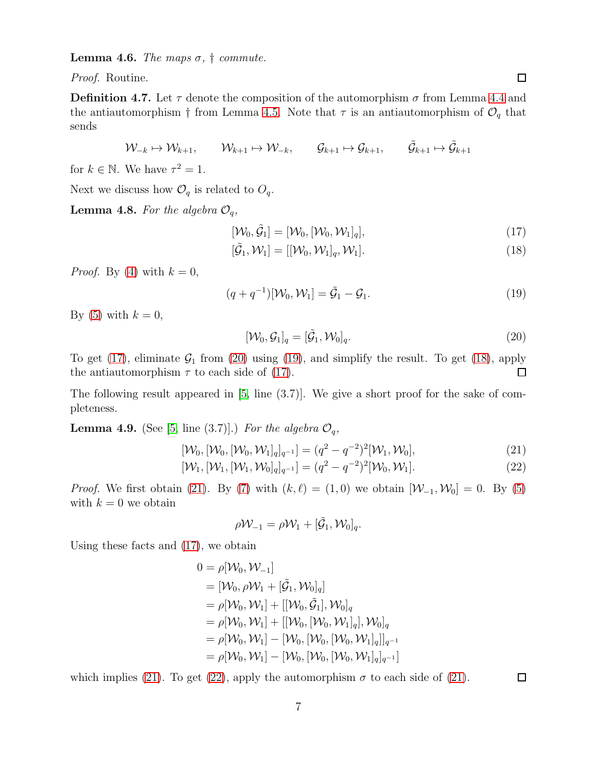**Lemma 4.6.** *The maps $\sigma$, $\dagger$ commute.*

*Proof.* Routine. $\square$

**Definition 4.7.** Let $\tau$ denote the composition of the automorphism $\sigma$ from Lemma 4.4 and the antiautomorphism $\dagger$ from Lemma 4.5. Note that $\tau$ is an antiautomorphism of $\mathcal{O}_q$ that sends

$$\mathcal{W}_{-k} \mapsto \mathcal{W}_{k+1}, \qquad \mathcal{W}_{k+1} \mapsto \mathcal{W}_{-k}, \qquad \mathcal{G}_{k+1} \mapsto \mathcal{G}_{k+1}, \qquad \tilde{\mathcal{G}}_{k+1} \mapsto \tilde{\mathcal{G}}_{k+1}$$

for $k \in \mathbb{N}$. We have $\tau^2 = 1$.

Next we discuss how $\mathcal{O}_q$ is related to $O_q$.

**Lemma 4.8.** *For the algebra $\mathcal{O}_q$,*

$$[\mathcal{W}_0, \tilde{\mathcal{G}}_1] = [\mathcal{W}_0, [\mathcal{W}_0, \mathcal{W}_1]_q], \tag{17}$$

$$[\tilde{\mathcal{G}}_1, \mathcal{W}_1] = [[\mathcal{W}_0, \mathcal{W}_1]_q, \mathcal{W}_1]. \tag{18}$$

*Proof.* By (4) with $k = 0$,

$$(q + q^{-1})[\mathcal{W}_0, \mathcal{W}_1] = \tilde{\mathcal{G}}_1 - \mathcal{G}_1. \tag{19}$$

By (5) with $k = 0$,

$$[\mathcal{W}_0, \mathcal{G}_1]_q = [\tilde{\mathcal{G}}_1, \mathcal{W}_0]_q. \tag{20}$$

To get (17), eliminate $\mathcal{G}_1$ from (20) using (19), and simplify the result. To get (18), apply the antiautomorphism $\tau$ to each side of (17). $\square$

The following result appeared in [5, line (3.7)]. We give a short proof for the sake of completeness.

**Lemma 4.9.** (See [5, line (3.7)].) *For the algebra $\mathcal{O}_q$,*

$$[\mathcal{W}_0, [\mathcal{W}_0, [\mathcal{W}_0, \mathcal{W}_1]_q]_{q^{-1}}] = (q^2 - q^{-2})^2 [\mathcal{W}_1, \mathcal{W}_0], \tag{21}$$

$$[\mathcal{W}_1, [\mathcal{W}_1, [\mathcal{W}_1, \mathcal{W}_0]_q]_{q^{-1}}] = (q^2 - q^{-2})^2 [\mathcal{W}_0, \mathcal{W}_1]. \tag{22}$$

*Proof.* We first obtain (21). By (7) with $(k, \ell) = (1, 0)$ we obtain $[\mathcal{W}_{-1}, \mathcal{W}_0] = 0$. By (5) with $k = 0$ we obtain

$$\rho \mathcal{W}_{-1} = \rho \mathcal{W}_1 + [\tilde{\mathcal{G}}_1, \mathcal{W}_0]_q.$$

Using these facts and (17), we obtain

$$\begin{aligned}
0 &= \rho[\mathcal{W}_0, \mathcal{W}_{-1}] \\
&= [\mathcal{W}_0, \rho \mathcal{W}_1 + [\tilde{\mathcal{G}}_1, \mathcal{W}_0]_q] \\
&= \rho[\mathcal{W}_0, \mathcal{W}_1] + [[\mathcal{W}_0, \tilde{\mathcal{G}}_1], \mathcal{W}_0]_q \\
&= \rho[\mathcal{W}_0, \mathcal{W}_1] + [[\mathcal{W}_0, [\mathcal{W}_0, \mathcal{W}_1]_q], \mathcal{W}_0]_q \\
&= \rho[\mathcal{W}_0, \mathcal{W}_1] - [\mathcal{W}_0, [\mathcal{W}_0, [\mathcal{W}_0, \mathcal{W}_1]_q]]_{q^{-1}} \\
&= \rho[\mathcal{W}_0, \mathcal{W}_1] - [\mathcal{W}_0, [\mathcal{W}_0, [\mathcal{W}_0, \mathcal{W}_1]_q]_{q^{-1}}]
\end{aligned}$$

which implies (21). To get (22), apply the automorphism $\sigma$ to each side of (21). $\square$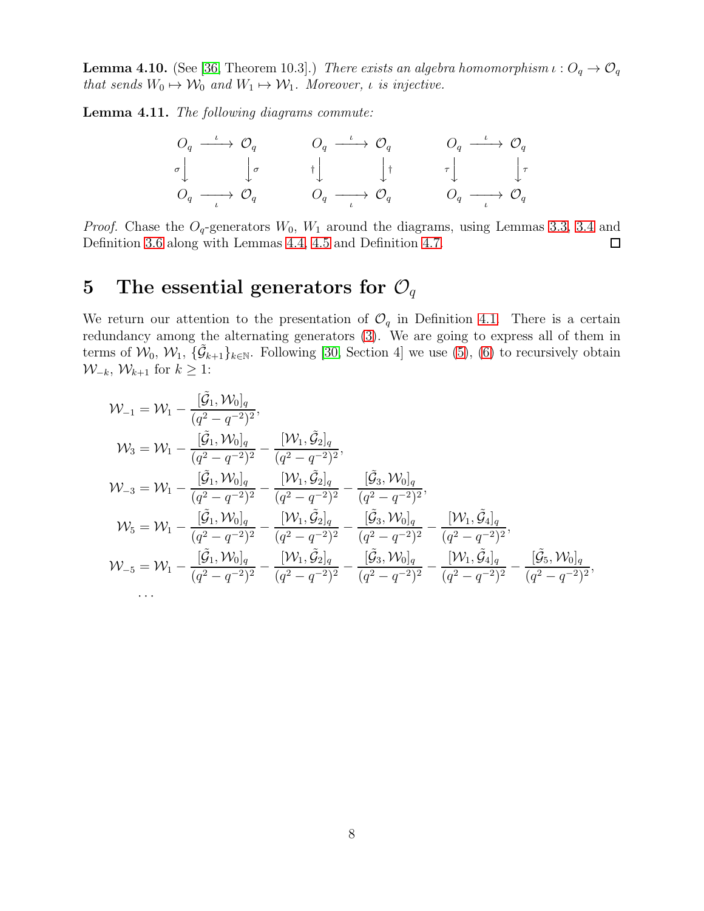**Lemma 4.10.** (See [36, Theorem 10.3].) *There exists an algebra homomorphism $\iota : O_q \to \mathcal{O}_q$ that sends $W_0 \mapsto \mathcal{W}_0$ and $W_1 \mapsto \mathcal{W}_1$. Moreover, $\iota$ is injective.*

**Lemma 4.11.** *The following diagrams commute:*

$$
\begin{array}{ccc}
O_q & \xrightarrow{\iota} & \mathcal{O}_q \\
{\scriptstyle\sigma}\downarrow & & \downarrow{\scriptstyle\sigma} \\
O_q & \xrightarrow[\iota]{} & \mathcal{O}_q
\end{array}
\qquad
\begin{array}{ccc}
O_q & \xrightarrow{\iota} & \mathcal{O}_q \\
{\scriptstyle\dagger}\downarrow & & \downarrow{\scriptstyle\dagger} \\
O_q & \xrightarrow[\iota]{} & \mathcal{O}_q
\end{array}
\qquad
\begin{array}{ccc}
O_q & \xrightarrow{\iota} & \mathcal{O}_q \\
{\scriptstyle\tau}\downarrow & & \downarrow{\scriptstyle\tau} \\
O_q & \xrightarrow[\iota]{} & \mathcal{O}_q
\end{array}
$$

*Proof.* Chase the $O_q$-generators $W_0$, $W_1$ around the diagrams, using Lemmas 3.3, 3.4 and Definition 3.6 along with Lemmas 4.4, 4.5 and Definition 4.7. □

# 5 The essential generators for $\mathcal{O}_q$

We return our attention to the presentation of $\mathcal{O}_q$ in Definition 4.1. There is a certain redundancy among the alternating generators (3). We are going to express all of them in terms of $\mathcal{W}_0$, $\mathcal{W}_1$, $\{\tilde{\mathcal{G}}_{k+1}\}_{k\in\mathbb{N}}$. Following [30, Section 4] we use (5), (6) to recursively obtain $\mathcal{W}_{-k}$, $\mathcal{W}_{k+1}$ for $k \geq 1$:

$$
\begin{aligned}
\mathcal{W}_{-1} &= \mathcal{W}_1 - \frac{[\tilde{\mathcal{G}}_1, \mathcal{W}_0]_q}{(q^2-q^{-2})^2}, \\
\mathcal{W}_{3} &= \mathcal{W}_1 - \frac{[\tilde{\mathcal{G}}_1, \mathcal{W}_0]_q}{(q^2-q^{-2})^2} - \frac{[\mathcal{W}_1, \tilde{\mathcal{G}}_2]_q}{(q^2-q^{-2})^2}, \\
\mathcal{W}_{-3} &= \mathcal{W}_1 - \frac{[\tilde{\mathcal{G}}_1, \mathcal{W}_0]_q}{(q^2-q^{-2})^2} - \frac{[\mathcal{W}_1, \tilde{\mathcal{G}}_2]_q}{(q^2-q^{-2})^2} - \frac{[\tilde{\mathcal{G}}_3, \mathcal{W}_0]_q}{(q^2-q^{-2})^2}, \\
\mathcal{W}_{5} &= \mathcal{W}_1 - \frac{[\tilde{\mathcal{G}}_1, \mathcal{W}_0]_q}{(q^2-q^{-2})^2} - \frac{[\mathcal{W}_1, \tilde{\mathcal{G}}_2]_q}{(q^2-q^{-2})^2} - \frac{[\tilde{\mathcal{G}}_3, \mathcal{W}_0]_q}{(q^2-q^{-2})^2} - \frac{[\mathcal{W}_1, \tilde{\mathcal{G}}_4]_q}{(q^2-q^{-2})^2}, \\
\mathcal{W}_{-5} &= \mathcal{W}_1 - \frac{[\tilde{\mathcal{G}}_1, \mathcal{W}_0]_q}{(q^2-q^{-2})^2} - \frac{[\mathcal{W}_1, \tilde{\mathcal{G}}_2]_q}{(q^2-q^{-2})^2} - \frac{[\tilde{\mathcal{G}}_3, \mathcal{W}_0]_q}{(q^2-q^{-2})^2} - \frac{[\mathcal{W}_1, \tilde{\mathcal{G}}_4]_q}{(q^2-q^{-2})^2} - \frac{[\tilde{\mathcal{G}}_5, \mathcal{W}_0]_q}{(q^2-q^{-2})^2}, \\
&\cdots
\end{aligned}
$$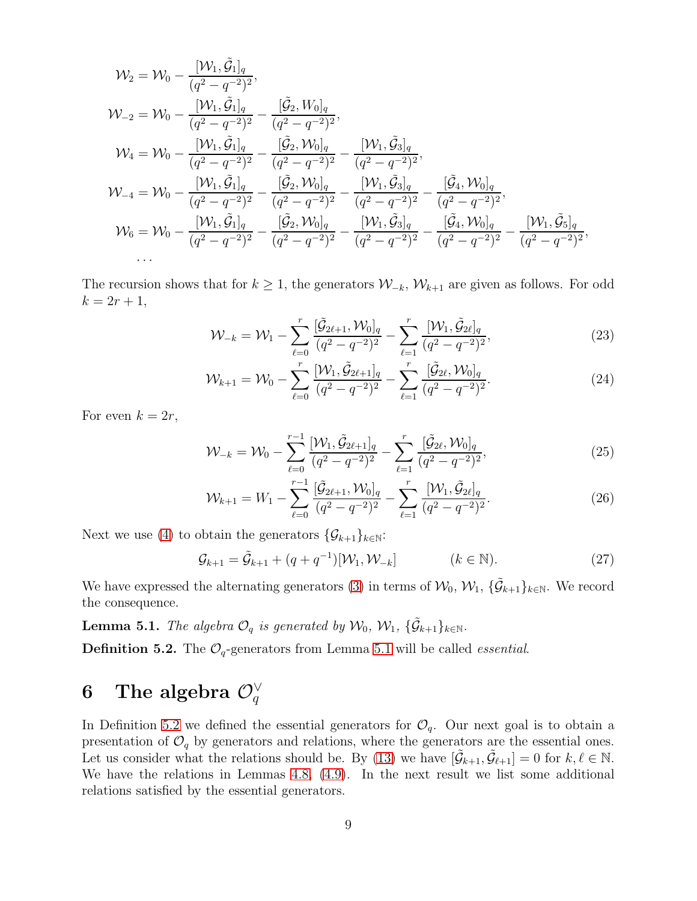$$
\begin{aligned}
\mathcal{W}_2 &= \mathcal{W}_0 - \frac{[\mathcal{W}_1, \tilde{\mathcal{G}}_1]_q}{(q^2-q^{-2})^2}, \\
\mathcal{W}_{-2} &= \mathcal{W}_0 - \frac{[\mathcal{W}_1, \tilde{\mathcal{G}}_1]_q}{(q^2-q^{-2})^2} - \frac{[\tilde{\mathcal{G}}_2, W_0]_q}{(q^2-q^{-2})^2}, \\
\mathcal{W}_4 &= \mathcal{W}_0 - \frac{[\mathcal{W}_1, \tilde{\mathcal{G}}_1]_q}{(q^2-q^{-2})^2} - \frac{[\tilde{\mathcal{G}}_2, \mathcal{W}_0]_q}{(q^2-q^{-2})^2} - \frac{[\mathcal{W}_1, \tilde{\mathcal{G}}_3]_q}{(q^2-q^{-2})^2}, \\
\mathcal{W}_{-4} &= \mathcal{W}_0 - \frac{[\mathcal{W}_1, \tilde{\mathcal{G}}_1]_q}{(q^2-q^{-2})^2} - \frac{[\tilde{\mathcal{G}}_2, \mathcal{W}_0]_q}{(q^2-q^{-2})^2} - \frac{[\mathcal{W}_1, \tilde{\mathcal{G}}_3]_q}{(q^2-q^{-2})^2} - \frac{[\tilde{\mathcal{G}}_4, \mathcal{W}_0]_q}{(q^2-q^{-2})^2}, \\
\mathcal{W}_6 &= \mathcal{W}_0 - \frac{[\mathcal{W}_1, \tilde{\mathcal{G}}_1]_q}{(q^2-q^{-2})^2} - \frac{[\tilde{\mathcal{G}}_2, \mathcal{W}_0]_q}{(q^2-q^{-2})^2} - \frac{[\mathcal{W}_1, \tilde{\mathcal{G}}_3]_q}{(q^2-q^{-2})^2} - \frac{[\tilde{\mathcal{G}}_4, \mathcal{W}_0]_q}{(q^2-q^{-2})^2} - \frac{[\mathcal{W}_1, \tilde{\mathcal{G}}_5]_q}{(q^2-q^{-2})^2}, \\
&\cdots
\end{aligned}
$$

The recursion shows that for $k \geq 1$, the generators $\mathcal{W}_{-k}$, $\mathcal{W}_{k+1}$ are given as follows. For odd $k = 2r+1$,

$$
\mathcal{W}_{-k} = \mathcal{W}_1 - \sum_{\ell=0}^{r} \frac{[\tilde{\mathcal{G}}_{2\ell+1}, \mathcal{W}_0]_q}{(q^2-q^{-2})^2} - \sum_{\ell=1}^{r} \frac{[\mathcal{W}_1, \tilde{\mathcal{G}}_{2\ell}]_q}{(q^2-q^{-2})^2}, \tag{23}
$$

$$
\mathcal{W}_{k+1} = \mathcal{W}_0 - \sum_{\ell=0}^{r} \frac{[\mathcal{W}_1, \tilde{\mathcal{G}}_{2\ell+1}]_q}{(q^2-q^{-2})^2} - \sum_{\ell=1}^{r} \frac{[\tilde{\mathcal{G}}_{2\ell}, \mathcal{W}_0]_q}{(q^2-q^{-2})^2}. \tag{24}
$$

For even $k = 2r$,

$$
\mathcal{W}_{-k} = \mathcal{W}_0 - \sum_{\ell=0}^{r-1} \frac{[\mathcal{W}_1, \tilde{\mathcal{G}}_{2\ell+1}]_q}{(q^2-q^{-2})^2} - \sum_{\ell=1}^{r} \frac{[\tilde{\mathcal{G}}_{2\ell}, \mathcal{W}_0]_q}{(q^2-q^{-2})^2}, \tag{25}
$$

$$
\mathcal{W}_{k+1} = W_1 - \sum_{\ell=0}^{r-1} \frac{[\tilde{\mathcal{G}}_{2\ell+1}, \mathcal{W}_0]_q}{(q^2-q^{-2})^2} - \sum_{\ell=1}^{r} \frac{[\mathcal{W}_1, \tilde{\mathcal{G}}_{2\ell}]_q}{(q^2-q^{-2})^2}. \tag{26}
$$

Next we use (4) to obtain the generators $\{\mathcal{G}_{k+1}\}_{k\in\mathbb{N}}$:

$$
\mathcal{G}_{k+1} = \tilde{\mathcal{G}}_{k+1} + (q+q^{-1})[\mathcal{W}_1, \mathcal{W}_{-k}] \qquad\qquad (k \in \mathbb{N}). \tag{27}
$$

We have expressed the alternating generators (3) in terms of $\mathcal{W}_0$, $\mathcal{W}_1$, $\{\tilde{\mathcal{G}}_{k+1}\}_{k\in\mathbb{N}}$. We record the consequence.

**Lemma 5.1.** *The algebra $\mathcal{O}_q$ is generated by $\mathcal{W}_0$, $\mathcal{W}_1$, $\{\tilde{\mathcal{G}}_{k+1}\}_{k\in\mathbb{N}}$.*

**Definition 5.2.** The $\mathcal{O}_q$-generators from Lemma 5.1 will be called *essential*.

# 6 The algebra $\mathcal{O}_q^\vee$

In Definition 5.2 we defined the essential generators for $\mathcal{O}_q$. Our next goal is to obtain a presentation of $\mathcal{O}_q$ by generators and relations, where the generators are the essential ones. Let us consider what the relations should be. By (13) we have $[\tilde{\mathcal{G}}_{k+1}, \tilde{\mathcal{G}}_{\ell+1}] = 0$ for $k, \ell \in \mathbb{N}$. We have the relations in Lemmas 4.8, (4.9). In the next result we list some additional relations satisfied by the essential generators.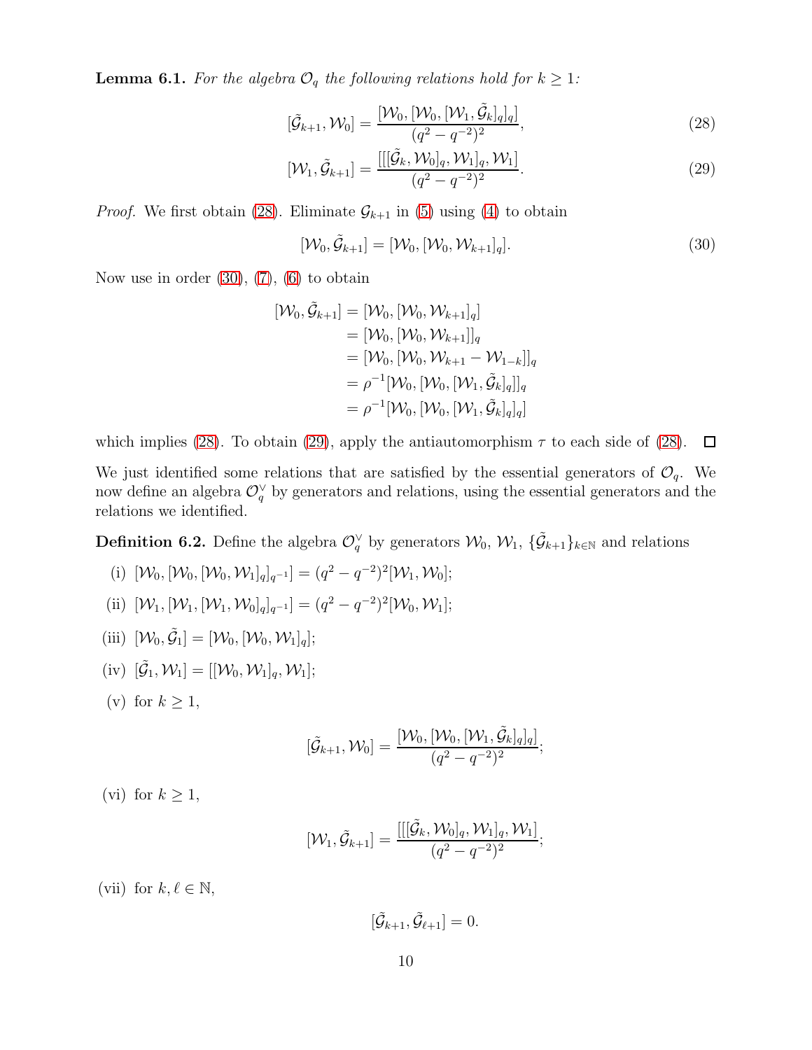**Lemma 6.1.** *For the algebra $\mathcal{O}_q$ the following relations hold for $k \geq 1$:*

$$[\tilde{\mathcal{G}}_{k+1}, \mathcal{W}_0] = \frac{[\mathcal{W}_0, [\mathcal{W}_0, [\mathcal{W}_1, \tilde{\mathcal{G}}_k]_q]_q]}{(q^2 - q^{-2})^2}, \tag{28}$$

$$[\mathcal{W}_1, \tilde{\mathcal{G}}_{k+1}] = \frac{[[[\tilde{\mathcal{G}}_k, \mathcal{W}_0]_q, \mathcal{W}_1]_q, \mathcal{W}_1]}{(q^2 - q^{-2})^2}. \tag{29}$$

*Proof.* We first obtain (28). Eliminate $\mathcal{G}_{k+1}$ in (5) using (4) to obtain

$$[\mathcal{W}_0, \tilde{\mathcal{G}}_{k+1}] = [\mathcal{W}_0, [\mathcal{W}_0, \mathcal{W}_{k+1}]_q]. \tag{30}$$

Now use in order (30), (7), (6) to obtain

$$\begin{aligned}
[\mathcal{W}_0, \tilde{\mathcal{G}}_{k+1}] &= [\mathcal{W}_0, [\mathcal{W}_0, \mathcal{W}_{k+1}]_q] \\
&= [\mathcal{W}_0, [\mathcal{W}_0, \mathcal{W}_{k+1}]]_q \\
&= [\mathcal{W}_0, [\mathcal{W}_0, \mathcal{W}_{k+1} - \mathcal{W}_{1-k}]]_q \\
&= \rho^{-1}[\mathcal{W}_0, [\mathcal{W}_0, [\mathcal{W}_1, \tilde{\mathcal{G}}_k]_q]]_q \\
&= \rho^{-1}[\mathcal{W}_0, [\mathcal{W}_0, [\mathcal{W}_1, \tilde{\mathcal{G}}_k]_q]_q]
\end{aligned}$$

which implies (28). To obtain (29), apply the antiautomorphism $\tau$ to each side of (28). $\square$

We just identified some relations that are satisfied by the essential generators of $\mathcal{O}_q$. We now define an algebra $\mathcal{O}_q^\vee$ by generators and relations, using the essential generators and the relations we identified.

**Definition 6.2.** Define the algebra $\mathcal{O}_q^\vee$ by generators $\mathcal{W}_0$, $\mathcal{W}_1$, $\{\tilde{\mathcal{G}}_{k+1}\}_{k \in \mathbb{N}}$ and relations

(i) $[\mathcal{W}_0, [\mathcal{W}_0, [\mathcal{W}_0, \mathcal{W}_1]_q]_{q^{-1}}] = (q^2 - q^{-2})^2 [\mathcal{W}_1, \mathcal{W}_0]$;

(ii) $[\mathcal{W}_1, [\mathcal{W}_1, [\mathcal{W}_1, \mathcal{W}_0]_q]_{q^{-1}}] = (q^2 - q^{-2})^2 [\mathcal{W}_0, \mathcal{W}_1]$;

(iii) $[\mathcal{W}_0, \tilde{\mathcal{G}}_1] = [\mathcal{W}_0, [\mathcal{W}_0, \mathcal{W}_1]_q]$;

(iv) $[\tilde{\mathcal{G}}_1, \mathcal{W}_1] = [[\mathcal{W}_0, \mathcal{W}_1]_q, \mathcal{W}_1]$;

(v) for $k \geq 1$,

$$[\tilde{\mathcal{G}}_{k+1}, \mathcal{W}_0] = \frac{[\mathcal{W}_0, [\mathcal{W}_0, [\mathcal{W}_1, \tilde{\mathcal{G}}_k]_q]_q]}{(q^2 - q^{-2})^2};$$

(vi) for $k \geq 1$,

$$[\mathcal{W}_1, \tilde{\mathcal{G}}_{k+1}] = \frac{[[[\tilde{\mathcal{G}}_k, \mathcal{W}_0]_q, \mathcal{W}_1]_q, \mathcal{W}_1]}{(q^2 - q^{-2})^2};$$

(vii) for $k, \ell \in \mathbb{N}$,

$$[\tilde{\mathcal{G}}_{k+1}, \tilde{\mathcal{G}}_{\ell+1}] = 0.$$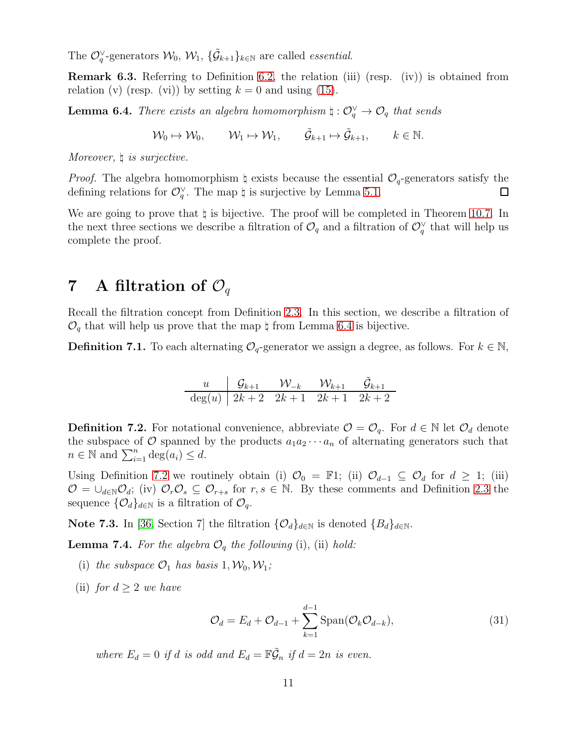The $\mathcal{O}_q^\vee$-generators $\mathcal{W}_0$, $\mathcal{W}_1$, $\{\tilde{\mathcal{G}}_{k+1}\}_{k\in\mathbb{N}}$ are called *essential*.

**Remark 6.3.** Referring to Definition 6.2, the relation (iii) (resp. (iv)) is obtained from relation (v) (resp. (vi)) by setting $k=0$ and using (15).

**Lemma 6.4.** *There exists an algebra homomorphism $\natural : \mathcal{O}_q^\vee \to \mathcal{O}_q$ that sends*

$$\mathcal{W}_0 \mapsto \mathcal{W}_0, \qquad \mathcal{W}_1 \mapsto \mathcal{W}_1, \qquad \tilde{\mathcal{G}}_{k+1} \mapsto \tilde{\mathcal{G}}_{k+1}, \qquad k \in \mathbb{N}.$$

*Moreover, $\natural$ is surjective.*

*Proof.* The algebra homomorphism $\natural$ exists because the essential $\mathcal{O}_q$-generators satisfy the defining relations for $\mathcal{O}_q^\vee$. The map $\natural$ is surjective by Lemma 5.1. $\square$

We are going to prove that $\natural$ is bijective. The proof will be completed in Theorem 10.7. In the next three sections we describe a filtration of $\mathcal{O}_q$ and a filtration of $\mathcal{O}_q^\vee$ that will help us complete the proof.

# 7 A filtration of $\mathcal{O}_q$

Recall the filtration concept from Definition 2.3. In this section, we describe a filtration of $\mathcal{O}_q$ that will help us prove that the map $\natural$ from Lemma 6.4 is bijective.

**Definition 7.1.** To each alternating $\mathcal{O}_q$-generator we assign a degree, as follows. For $k \in \mathbb{N}$,

| $u$ | $\mathcal{G}_{k+1}$ | $\mathcal{W}_{-k}$ | $\mathcal{W}_{k+1}$ | $\tilde{\mathcal{G}}_{k+1}$ |
|---|---|---|---|---|
| $\deg(u)$ | $2k+2$ | $2k+1$ | $2k+1$ | $2k+2$ |

**Definition 7.2.** For notational convenience, abbreviate $\mathcal{O} = \mathcal{O}_q$. For $d \in \mathbb{N}$ let $\mathcal{O}_d$ denote the subspace of $\mathcal{O}$ spanned by the products $a_1 a_2 \cdots a_n$ of alternating generators such that $n \in \mathbb{N}$ and $\sum_{i=1}^n \deg(a_i) \leq d$.

Using Definition 7.2 we routinely obtain (i) $\mathcal{O}_0 = \mathbb{F}1$; (ii) $\mathcal{O}_{d-1} \subseteq \mathcal{O}_d$ for $d \geq 1$; (iii) $\mathcal{O} = \cup_{d\in\mathbb{N}} \mathcal{O}_d$; (iv) $\mathcal{O}_r \mathcal{O}_s \subseteq \mathcal{O}_{r+s}$ for $r, s \in \mathbb{N}$. By these comments and Definition 2.3 the sequence $\{\mathcal{O}_d\}_{d\in\mathbb{N}}$ is a filtration of $\mathcal{O}_q$.

**Note 7.3.** In [36, Section 7] the filtration $\{\mathcal{O}_d\}_{d\in\mathbb{N}}$ is denoted $\{B_d\}_{d\in\mathbb{N}}$.

**Lemma 7.4.** *For the algebra $\mathcal{O}_q$ the following* (i), (ii) *hold:*

(i) *the subspace $\mathcal{O}_1$ has basis $1, \mathcal{W}_0, \mathcal{W}_1$;*

(ii) *for $d \geq 2$ we have*

$$\mathcal{O}_d = E_d + \mathcal{O}_{d-1} + \sum_{k=1}^{d-1} \text{Span}(\mathcal{O}_k \mathcal{O}_{d-k}), \tag{31}$$

*where $E_d = 0$ if $d$ is odd and $E_d = \mathbb{F}\tilde{\mathcal{G}}_n$ if $d = 2n$ is even.*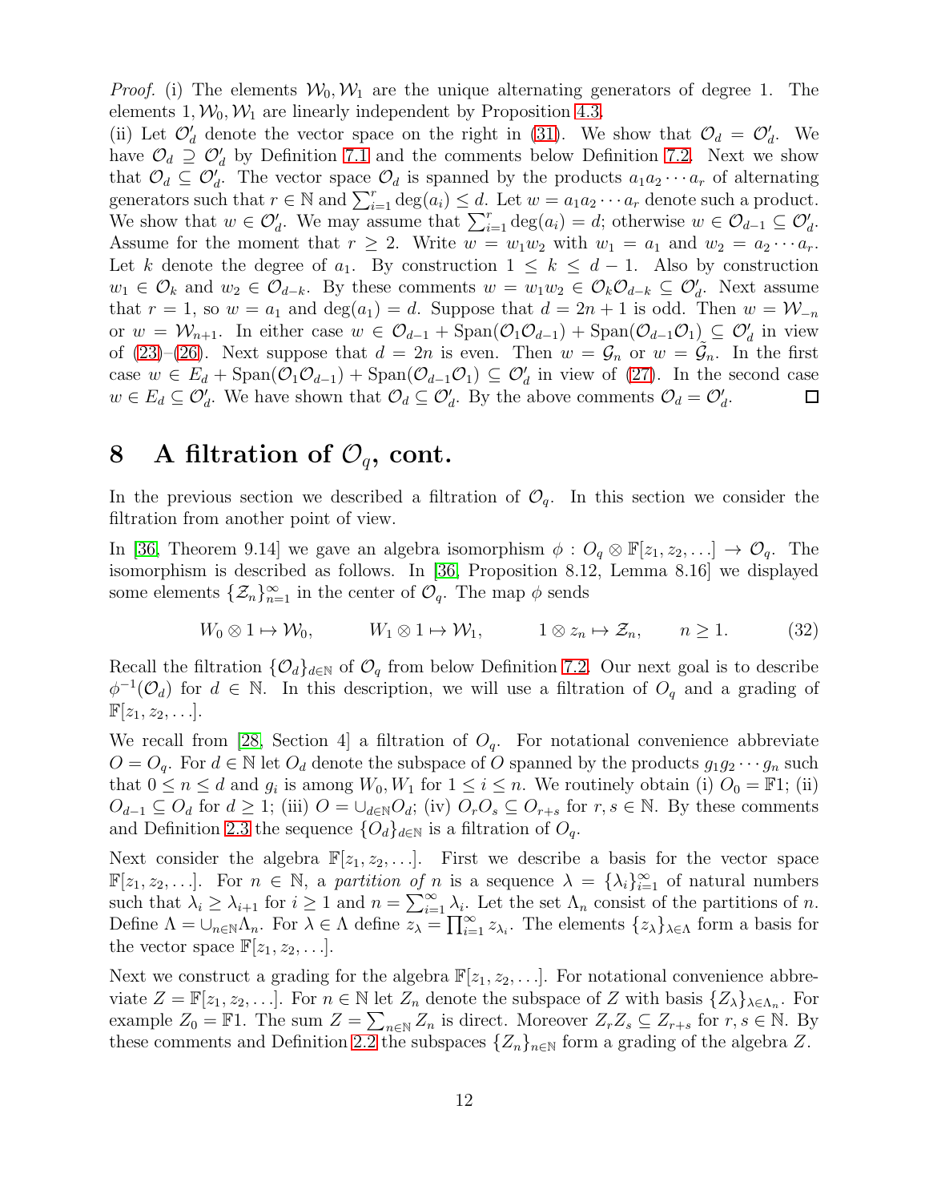*Proof.* (i) The elements $\mathcal{W}_0, \mathcal{W}_1$ are the unique alternating generators of degree 1. The elements $1, \mathcal{W}_0, \mathcal{W}_1$ are linearly independent by Proposition 4.3.
(ii) Let $\mathcal{O}'_d$ denote the vector space on the right in (31). We show that $\mathcal{O}_d = \mathcal{O}'_d$. We have $\mathcal{O}_d \supseteq \mathcal{O}'_d$ by Definition 7.1 and the comments below Definition 7.2. Next we show that $\mathcal{O}_d \subseteq \mathcal{O}'_d$. The vector space $\mathcal{O}_d$ is spanned by the products $a_1 a_2 \cdots a_r$ of alternating generators such that $r \in \mathbb{N}$ and $\sum_{i=1}^r \deg(a_i) \leq d$. Let $w = a_1 a_2 \cdots a_r$ denote such a product. We show that $w \in \mathcal{O}'_d$. We may assume that $\sum_{i=1}^r \deg(a_i) = d$; otherwise $w \in \mathcal{O}_{d-1} \subseteq \mathcal{O}'_d$. Assume for the moment that $r \geq 2$. Write $w = w_1 w_2$ with $w_1 = a_1$ and $w_2 = a_2 \cdots a_r$. Let $k$ denote the degree of $a_1$. By construction $1 \leq k \leq d-1$. Also by construction $w_1 \in \mathcal{O}_k$ and $w_2 \in \mathcal{O}_{d-k}$. By these comments $w = w_1 w_2 \in \mathcal{O}_k \mathcal{O}_{d-k} \subseteq \mathcal{O}'_d$. Next assume that $r = 1$, so $w = a_1$ and $\deg(a_1) = d$. Suppose that $d = 2n+1$ is odd. Then $w = \mathcal{W}_{-n}$ or $w = \mathcal{W}_{n+1}$. In either case $w \in \mathcal{O}_{d-1} + \text{Span}(\mathcal{O}_1 \mathcal{O}_{d-1}) + \text{Span}(\mathcal{O}_{d-1}\mathcal{O}_1) \subseteq \mathcal{O}'_d$ in view of (23)–(26). Next suppose that $d = 2n$ is even. Then $w = \mathcal{G}_n$ or $w = \tilde{\mathcal{G}}_n$. In the first case $w \in E_d + \text{Span}(\mathcal{O}_1 \mathcal{O}_{d-1}) + \text{Span}(\mathcal{O}_{d-1}\mathcal{O}_1) \subseteq \mathcal{O}'_d$ in view of (27). In the second case $w \in E_d \subseteq \mathcal{O}'_d$. We have shown that $\mathcal{O}_d \subseteq \mathcal{O}'_d$. By the above comments $\mathcal{O}_d = \mathcal{O}'_d$. □

## 8 A filtration of $\mathcal{O}_q$, cont.

In the previous section we described a filtration of $\mathcal{O}_q$. In this section we consider the filtration from another point of view.

In [36, Theorem 9.14] we gave an algebra isomorphism $\phi : O_q \otimes \mathbb{F}[z_1, z_2, \ldots] \to \mathcal{O}_q$. The isomorphism is described as follows. In [36, Proposition 8.12, Lemma 8.16] we displayed some elements $\{\mathcal{Z}_n\}_{n=1}^\infty$ in the center of $\mathcal{O}_q$. The map $\phi$ sends

$$W_0 \otimes 1 \mapsto \mathcal{W}_0, \qquad W_1 \otimes 1 \mapsto \mathcal{W}_1, \qquad 1 \otimes z_n \mapsto \mathcal{Z}_n, \qquad n \geq 1. \tag{32}$$

Recall the filtration $\{\mathcal{O}_d\}_{d\in\mathbb{N}}$ of $\mathcal{O}_q$ from below Definition 7.2. Our next goal is to describe $\phi^{-1}(\mathcal{O}_d)$ for $d \in \mathbb{N}$. In this description, we will use a filtration of $O_q$ and a grading of $\mathbb{F}[z_1, z_2, \ldots]$.

We recall from [28, Section 4] a filtration of $O_q$. For notational convenience abbreviate $O = O_q$. For $d \in \mathbb{N}$ let $O_d$ denote the subspace of $O$ spanned by the products $g_1 g_2 \cdots g_n$ such that $0 \leq n \leq d$ and $g_i$ is among $W_0, W_1$ for $1 \leq i \leq n$. We routinely obtain (i) $O_0 = \mathbb{F}1$; (ii) $O_{d-1} \subseteq O_d$ for $d \geq 1$; (iii) $O = \cup_{d\in\mathbb{N}} O_d$; (iv) $O_r O_s \subseteq O_{r+s}$ for $r, s \in \mathbb{N}$. By these comments and Definition 2.3 the sequence $\{O_d\}_{d\in\mathbb{N}}$ is a filtration of $O_q$.

Next consider the algebra $\mathbb{F}[z_1, z_2, \ldots]$. First we describe a basis for the vector space $\mathbb{F}[z_1, z_2, \ldots]$. For $n \in \mathbb{N}$, a *partition of* $n$ is a sequence $\lambda = \{\lambda_i\}_{i=1}^\infty$ of natural numbers such that $\lambda_i \geq \lambda_{i+1}$ for $i \geq 1$ and $n = \sum_{i=1}^\infty \lambda_i$. Let the set $\Lambda_n$ consist of the partitions of $n$. Define $\Lambda = \cup_{n\in\mathbb{N}} \Lambda_n$. For $\lambda \in \Lambda$ define $z_\lambda = \prod_{i=1}^\infty z_{\lambda_i}$. The elements $\{z_\lambda\}_{\lambda\in\Lambda}$ form a basis for the vector space $\mathbb{F}[z_1, z_2, \ldots]$.

Next we construct a grading for the algebra $\mathbb{F}[z_1, z_2, \ldots]$. For notational convenience abbreviate $Z = \mathbb{F}[z_1, z_2, \ldots]$. For $n \in \mathbb{N}$ let $Z_n$ denote the subspace of $Z$ with basis $\{Z_\lambda\}_{\lambda\in\Lambda_n}$. For example $Z_0 = \mathbb{F}1$. The sum $Z = \sum_{n\in\mathbb{N}} Z_n$ is direct. Moreover $Z_r Z_s \subseteq Z_{r+s}$ for $r, s \in \mathbb{N}$. By these comments and Definition 2.2 the subspaces $\{Z_n\}_{n\in\mathbb{N}}$ form a grading of the algebra $Z$.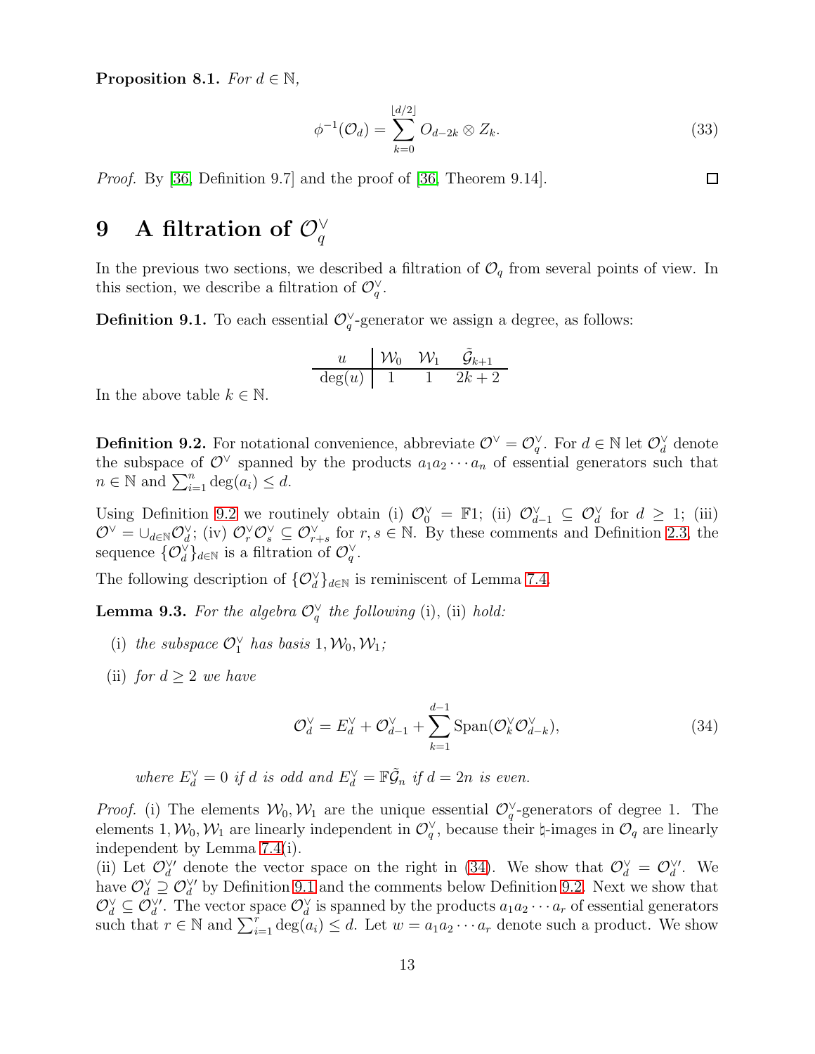**Proposition 8.1.** *For $d \in \mathbb{N}$,*

$$\phi^{-1}(\mathcal{O}_d) = \sum_{k=0}^{\lfloor d/2 \rfloor} O_{d-2k} \otimes Z_k. \tag{33}$$

*Proof.* By [36, Definition 9.7] and the proof of [36, Theorem 9.14]. $\square$

# 9 A filtration of $\mathcal{O}_q^\vee$

In the previous two sections, we described a filtration of $\mathcal{O}_q$ from several points of view. In this section, we describe a filtration of $\mathcal{O}_q^\vee$.

**Definition 9.1.** To each essential $\mathcal{O}_q^\vee$-generator we assign a degree, as follows:

| $u$ | $\mathcal{W}_0$ | $\mathcal{W}_1$ | $\tilde{\mathcal{G}}_{k+1}$ |
|---|---|---|---|
| $\deg(u)$ | 1 | 1 | $2k+2$ |

In the above table $k \in \mathbb{N}$.

**Definition 9.2.** For notational convenience, abbreviate $\mathcal{O}^\vee = \mathcal{O}_q^\vee$. For $d \in \mathbb{N}$ let $\mathcal{O}_d^\vee$ denote the subspace of $\mathcal{O}^\vee$ spanned by the products $a_1 a_2 \cdots a_n$ of essential generators such that $n \in \mathbb{N}$ and $\sum_{i=1}^n \deg(a_i) \leq d$.

Using Definition 9.2 we routinely obtain (i) $\mathcal{O}_0^\vee = \mathbb{F}1$; (ii) $\mathcal{O}_{d-1}^\vee \subseteq \mathcal{O}_d^\vee$ for $d \geq 1$; (iii) $\mathcal{O}^\vee = \cup_{d \in \mathbb{N}} \mathcal{O}_d^\vee$; (iv) $\mathcal{O}_r^\vee \mathcal{O}_s^\vee \subseteq \mathcal{O}_{r+s}^\vee$ for $r, s \in \mathbb{N}$. By these comments and Definition 2.3, the sequence $\{\mathcal{O}_d^\vee\}_{d \in \mathbb{N}}$ is a filtration of $\mathcal{O}_q^\vee$.

The following description of $\{\mathcal{O}_d^\vee\}_{d \in \mathbb{N}}$ is reminiscent of Lemma 7.4.

**Lemma 9.3.** *For the algebra $\mathcal{O}_q^\vee$ the following* (i), (ii) *hold:*

(i) *the subspace $\mathcal{O}_1^\vee$ has basis $1, \mathcal{W}_0, \mathcal{W}_1$;*

(ii) *for $d \geq 2$ we have*

$$\mathcal{O}_d^\vee = E_d^\vee + \mathcal{O}_{d-1}^\vee + \sum_{k=1}^{d-1} \text{Span}(\mathcal{O}_k^\vee \mathcal{O}_{d-k}^\vee), \tag{34}$$

*where $E_d^\vee = 0$ if $d$ is odd and $E_d^\vee = \mathbb{F}\tilde{\mathcal{G}}_n$ if $d = 2n$ is even.*

*Proof.* (i) The elements $\mathcal{W}_0, \mathcal{W}_1$ are the unique essential $\mathcal{O}_q^\vee$-generators of degree 1. The elements $1, \mathcal{W}_0, \mathcal{W}_1$ are linearly independent in $\mathcal{O}_q^\vee$, because their $\natural$-images in $\mathcal{O}_q$ are linearly independent by Lemma 7.4(i).

(ii) Let $\mathcal{O}_d^{\vee\prime}$ denote the vector space on the right in (34). We show that $\mathcal{O}_d^\vee = \mathcal{O}_d^{\vee\prime}$. We have $\mathcal{O}_d^\vee \supseteq \mathcal{O}_d^{\vee\prime}$ by Definition 9.1 and the comments below Definition 9.2. Next we show that $\mathcal{O}_d^\vee \subseteq \mathcal{O}_d^{\vee\prime}$. The vector space $\mathcal{O}_d^\vee$ is spanned by the products $a_1 a_2 \cdots a_r$ of essential generators such that $r \in \mathbb{N}$ and $\sum_{i=1}^r \deg(a_i) \leq d$. Let $w = a_1 a_2 \cdots a_r$ denote such a product. We show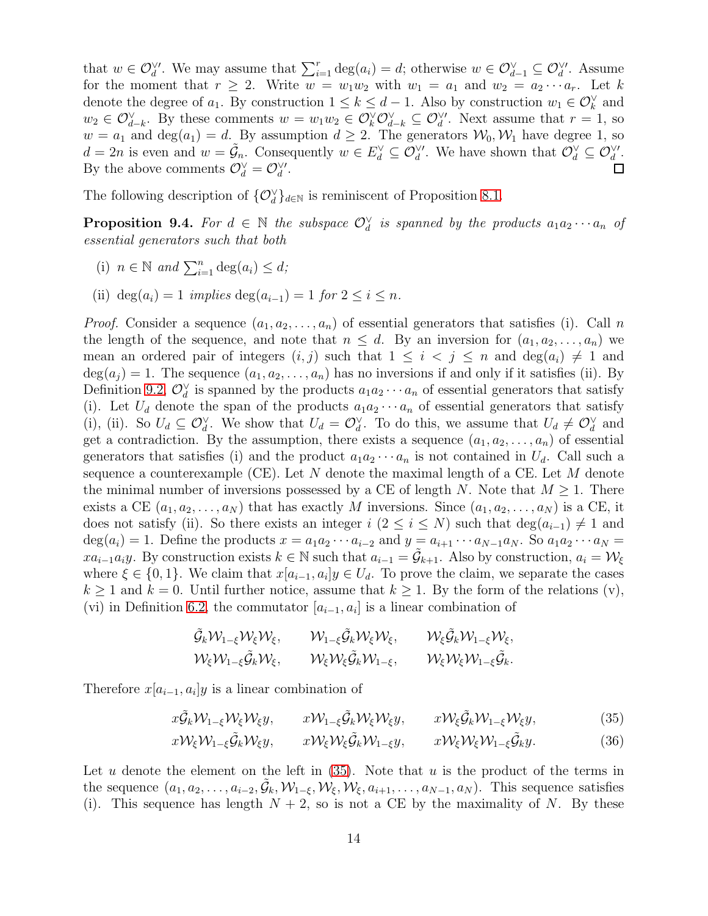that $w \in \mathcal{O}_d^{\vee\prime}$. We may assume that $\sum_{i=1}^r \deg(a_i) = d$; otherwise $w \in \mathcal{O}_{d-1}^\vee \subseteq \mathcal{O}_d^{\vee\prime}$. Assume for the moment that $r \geq 2$. Write $w = w_1 w_2$ with $w_1 = a_1$ and $w_2 = a_2 \cdots a_r$. Let $k$ denote the degree of $a_1$. By construction $1 \leq k \leq d-1$. Also by construction $w_1 \in \mathcal{O}_k^\vee$ and $w_2 \in \mathcal{O}_{d-k}^\vee$. By these comments $w = w_1 w_2 \in \mathcal{O}_k^\vee \mathcal{O}_{d-k}^\vee \subseteq \mathcal{O}_d^{\vee\prime}$. Next assume that $r = 1$, so $w = a_1$ and $\deg(a_1) = d$. By assumption $d \geq 2$. The generators $\mathcal{W}_0, \mathcal{W}_1$ have degree 1, so $d = 2n$ is even and $w = \tilde{\mathcal{G}}_n$. Consequently $w \in E_d^\vee \subseteq \mathcal{O}_d^{\vee\prime}$. We have shown that $\mathcal{O}_d^\vee \subseteq \mathcal{O}_d^{\vee\prime}$. By the above comments $\mathcal{O}_d^\vee = \mathcal{O}_d^{\vee\prime}$. $\square$

The following description of $\{\mathcal{O}_d^\vee\}_{d\in\mathbb{N}}$ is reminiscent of Proposition 8.1.

**Proposition 9.4.** *For $d \in \mathbb{N}$ the subspace $\mathcal{O}_d^\vee$ is spanned by the products $a_1 a_2 \cdots a_n$ of essential generators such that both*

(i) *$n \in \mathbb{N}$ and $\sum_{i=1}^n \deg(a_i) \leq d$;*

(ii) *$\deg(a_i) = 1$ implies $\deg(a_{i-1}) = 1$ for $2 \leq i \leq n$.*

*Proof.* Consider a sequence $(a_1, a_2, \ldots, a_n)$ of essential generators that satisfies (i). Call $n$ the length of the sequence, and note that $n \leq d$. By an inversion for $(a_1, a_2, \ldots, a_n)$ we mean an ordered pair of integers $(i, j)$ such that $1 \leq i < j \leq n$ and $\deg(a_i) \neq 1$ and $\deg(a_j) = 1$. The sequence $(a_1, a_2, \ldots, a_n)$ has no inversions if and only if it satisfies (ii). By Definition 9.2, $\mathcal{O}_d^\vee$ is spanned by the products $a_1 a_2 \cdots a_n$ of essential generators that satisfy (i). Let $U_d$ denote the span of the products $a_1 a_2 \cdots a_n$ of essential generators that satisfy (i), (ii). So $U_d \subseteq \mathcal{O}_d^\vee$. We show that $U_d = \mathcal{O}_d^\vee$. To do this, we assume that $U_d \neq \mathcal{O}_d^\vee$ and get a contradiction. By the assumption, there exists a sequence $(a_1, a_2, \ldots, a_n)$ of essential generators that satisfies (i) and the product $a_1 a_2 \cdots a_n$ is not contained in $U_d$. Call such a sequence a counterexample (CE). Let $N$ denote the maximal length of a CE. Let $M$ denote the minimal number of inversions possessed by a CE of length $N$. Note that $M \geq 1$. There exists a CE $(a_1, a_2, \ldots, a_N)$ that has exactly $M$ inversions. Since $(a_1, a_2, \ldots, a_N)$ is a CE, it does not satisfy (ii). So there exists an integer $i$ ($2 \leq i \leq N$) such that $\deg(a_{i-1}) \neq 1$ and $\deg(a_i) = 1$. Define the products $x = a_1 a_2 \cdots a_{i-2}$ and $y = a_{i+1} \cdots a_{N-1} a_N$. So $a_1 a_2 \cdots a_N = x a_{i-1} a_i y$. By construction exists $k \in \mathbb{N}$ such that $a_{i-1} = \tilde{\mathcal{G}}_{k+1}$. Also by construction, $a_i = \mathcal{W}_\xi$ where $\xi \in \{0, 1\}$. We claim that $x[a_{i-1}, a_i]y \in U_d$. To prove the claim, we separate the cases $k \geq 1$ and $k = 0$. Until further notice, assume that $k \geq 1$. By the form of the relations (v), (vi) in Definition 6.2, the commutator $[a_{i-1}, a_i]$ is a linear combination of

$$
\begin{array}{ccc}
\tilde{\mathcal{G}}_k \mathcal{W}_{1-\xi} \mathcal{W}_\xi \mathcal{W}_\xi, & \mathcal{W}_{1-\xi} \tilde{\mathcal{G}}_k \mathcal{W}_\xi \mathcal{W}_\xi, & \mathcal{W}_\xi \tilde{\mathcal{G}}_k \mathcal{W}_{1-\xi} \mathcal{W}_\xi, \\
\mathcal{W}_\xi \mathcal{W}_{1-\xi} \tilde{\mathcal{G}}_k \mathcal{W}_\xi, & \mathcal{W}_\xi \mathcal{W}_\xi \tilde{\mathcal{G}}_k \mathcal{W}_{1-\xi}, & \mathcal{W}_\xi \mathcal{W}_\xi \mathcal{W}_{1-\xi} \tilde{\mathcal{G}}_k.
\end{array}
$$

Therefore $x[a_{i-1}, a_i]y$ is a linear combination of

$$
x\tilde{\mathcal{G}}_k \mathcal{W}_{1-\xi} \mathcal{W}_\xi \mathcal{W}_\xi y, \qquad x\mathcal{W}_{1-\xi} \tilde{\mathcal{G}}_k \mathcal{W}_\xi \mathcal{W}_\xi y, \qquad x\mathcal{W}_\xi \tilde{\mathcal{G}}_k \mathcal{W}_{1-\xi} \mathcal{W}_\xi y, \tag{35}
$$

$$
x\mathcal{W}_\xi \mathcal{W}_{1-\xi} \tilde{\mathcal{G}}_k \mathcal{W}_\xi y, \qquad x\mathcal{W}_\xi \mathcal{W}_\xi \tilde{\mathcal{G}}_k \mathcal{W}_{1-\xi} y, \qquad x\mathcal{W}_\xi \mathcal{W}_\xi \mathcal{W}_{1-\xi} \tilde{\mathcal{G}}_k y. \tag{36}
$$

Let $u$ denote the element on the left in (35). Note that $u$ is the product of the terms in the sequence $(a_1, a_2, \ldots, a_{i-2}, \tilde{\mathcal{G}}_k, \mathcal{W}_{1-\xi}, \mathcal{W}_\xi, \mathcal{W}_\xi, a_{i+1}, \ldots, a_{N-1}, a_N)$. This sequence satisfies (i). This sequence has length $N+2$, so is not a CE by the maximality of $N$. By these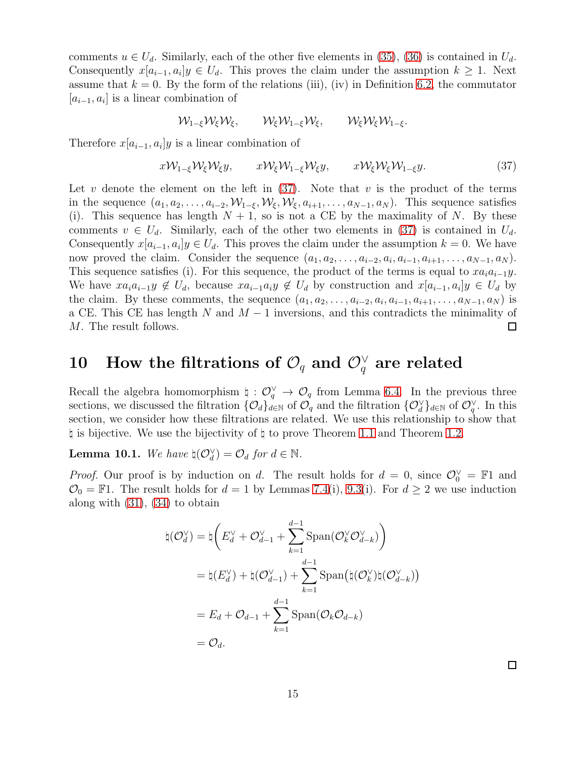comments $u \in U_d$. Similarly, each of the other five elements in (35), (36) is contained in $U_d$. Consequently $x[a_{i-1}, a_i]y \in U_d$. This proves the claim under the assumption $k \geq 1$. Next assume that $k = 0$. By the form of the relations (iii), (iv) in Definition 6.2, the commutator $[a_{i-1}, a_i]$ is a linear combination of

$$\mathcal{W}_{1-\xi}\mathcal{W}_{\xi}\mathcal{W}_{\xi}, \qquad \mathcal{W}_{\xi}\mathcal{W}_{1-\xi}\mathcal{W}_{\xi}, \qquad \mathcal{W}_{\xi}\mathcal{W}_{\xi}\mathcal{W}_{1-\xi}.$$

Therefore $x[a_{i-1}, a_i]y$ is a linear combination of

$$x\mathcal{W}_{1-\xi}\mathcal{W}_{\xi}\mathcal{W}_{\xi}y, \qquad x\mathcal{W}_{\xi}\mathcal{W}_{1-\xi}\mathcal{W}_{\xi}y, \qquad x\mathcal{W}_{\xi}\mathcal{W}_{\xi}\mathcal{W}_{1-\xi}y. \tag{37}$$

Let $v$ denote the element on the left in (37). Note that $v$ is the product of the terms in the sequence $(a_1, a_2, \ldots, a_{i-2}, \mathcal{W}_{1-\xi}, \mathcal{W}_{\xi}, \mathcal{W}_{\xi}, a_{i+1}, \ldots, a_{N-1}, a_N)$. This sequence satisfies (i). This sequence has length $N+1$, so is not a CE by the maximality of $N$. By these comments $v \in U_d$. Similarly, each of the other two elements in (37) is contained in $U_d$. Consequently $x[a_{i-1}, a_i]y \in U_d$. This proves the claim under the assumption $k = 0$. We have now proved the claim. Consider the sequence $(a_1, a_2, \ldots, a_{i-2}, a_i, a_{i-1}, a_{i+1}, \ldots, a_{N-1}, a_N)$. This sequence satisfies (i). For this sequence, the product of the terms is equal to $xa_ia_{i-1}y$. We have $xa_ia_{i-1}y \notin U_d$, because $xa_{i-1}a_iy \notin U_d$ by construction and $x[a_{i-1}, a_i]y \in U_d$ by the claim. By these comments, the sequence $(a_1, a_2, \ldots, a_{i-2}, a_i, a_{i-1}, a_{i+1}, \ldots, a_{N-1}, a_N)$ is a CE. This CE has length $N$ and $M-1$ inversions, and this contradicts the minimality of $M$. The result follows. $\square$

## 10 How the filtrations of $\mathcal{O}_q$ and $\mathcal{O}_q^\vee$ are related

Recall the algebra homomorphism $\natural : \mathcal{O}_q^\vee \to \mathcal{O}_q$ from Lemma 6.4. In the previous three sections, we discussed the filtration $\{\mathcal{O}_d\}_{d \in \mathbb{N}}$ of $\mathcal{O}_q$ and the filtration $\{\mathcal{O}_d^\vee\}_{d \in \mathbb{N}}$ of $\mathcal{O}_q^\vee$. In this section, we consider how these filtrations are related. We use this relationship to show that $\natural$ is bijective. We use the bijectivity of $\natural$ to prove Theorem 1.1 and Theorem 1.2.

**Lemma 10.1.** *We have $\natural(\mathcal{O}_d^\vee) = \mathcal{O}_d$ for $d \in \mathbb{N}$.*

*Proof.* Our proof is by induction on $d$. The result holds for $d = 0$, since $\mathcal{O}_0^\vee = \mathbb{F}1$ and $\mathcal{O}_0 = \mathbb{F}1$. The result holds for $d = 1$ by Lemmas 7.4(i), 9.3(i). For $d \geq 2$ we use induction along with (31), (34) to obtain

$$\begin{aligned}
\natural(\mathcal{O}_d^\vee) &= \natural\left(E_d^\vee + \mathcal{O}_{d-1}^\vee + \sum_{k=1}^{d-1} \text{Span}(\mathcal{O}_k^\vee \mathcal{O}_{d-k}^\vee)\right) \\
&= \natural(E_d^\vee) + \natural(\mathcal{O}_{d-1}^\vee) + \sum_{k=1}^{d-1} \text{Span}\big(\natural(\mathcal{O}_k^\vee)\natural(\mathcal{O}_{d-k}^\vee)\big) \\
&= E_d + \mathcal{O}_{d-1} + \sum_{k=1}^{d-1} \text{Span}(\mathcal{O}_k \mathcal{O}_{d-k}) \\
&= \mathcal{O}_d.
\end{aligned}$$

$\square$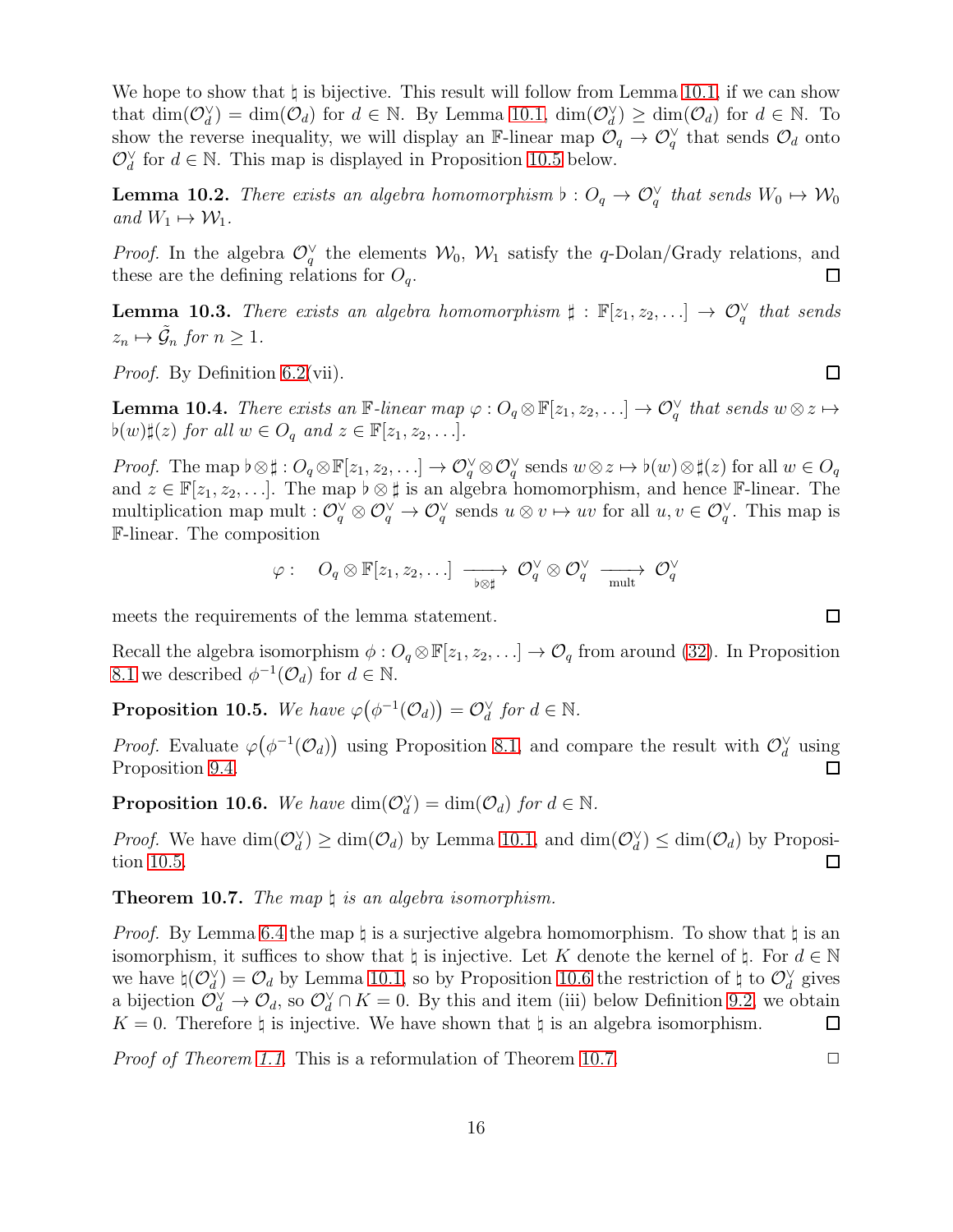We hope to show that $\natural$ is bijective. This result will follow from Lemma 10.1, if we can show that $\dim(\mathcal{O}_d^\vee) = \dim(\mathcal{O}_d)$ for $d \in \mathbb{N}$. By Lemma 10.1, $\dim(\mathcal{O}_d^\vee) \geq \dim(\mathcal{O}_d)$ for $d \in \mathbb{N}$. To show the reverse inequality, we will display an $\mathbb{F}$-linear map $O_q \to \mathcal{O}_q^\vee$ that sends $\mathcal{O}_d$ onto $\mathcal{O}_d^\vee$ for $d \in \mathbb{N}$. This map is displayed in Proposition 10.5 below.

**Lemma 10.2.** *There exists an algebra homomorphism $\flat : O_q \to \mathcal{O}_q^\vee$ that sends $W_0 \mapsto \mathcal{W}_0$ and $W_1 \mapsto \mathcal{W}_1$.*

*Proof.* In the algebra $\mathcal{O}_q^\vee$ the elements $\mathcal{W}_0$, $\mathcal{W}_1$ satisfy the $q$-Dolan/Grady relations, and these are the defining relations for $O_q$. $\square$

**Lemma 10.3.** *There exists an algebra homomorphism $\sharp : \mathbb{F}[z_1, z_2, \ldots] \to \mathcal{O}_q^\vee$ that sends $z_n \mapsto \tilde{\mathcal{G}}_n$ for $n \geq 1$.*

*Proof.* By Definition 6.2(vii). $\square$

**Lemma 10.4.** *There exists an $\mathbb{F}$-linear map $\varphi : O_q \otimes \mathbb{F}[z_1, z_2, \ldots] \to \mathcal{O}_q^\vee$ that sends $w \otimes z \mapsto \flat(w)\sharp(z)$ for all $w \in O_q$ and $z \in \mathbb{F}[z_1, z_2, \ldots]$.*

*Proof.* The map $\flat \otimes \sharp : O_q \otimes \mathbb{F}[z_1, z_2, \ldots] \to \mathcal{O}_q^\vee \otimes \mathcal{O}_q^\vee$ sends $w \otimes z \mapsto \flat(w) \otimes \sharp(z)$ for all $w \in O_q$ and $z \in \mathbb{F}[z_1, z_2, \ldots]$. The map $\flat \otimes \sharp$ is an algebra homomorphism, and hence $\mathbb{F}$-linear. The multiplication map $\text{mult} : \mathcal{O}_q^\vee \otimes \mathcal{O}_q^\vee \to \mathcal{O}_q^\vee$ sends $u \otimes v \mapsto uv$ for all $u, v \in \mathcal{O}_q^\vee$. This map is $\mathbb{F}$-linear. The composition

$$\varphi : \quad O_q \otimes \mathbb{F}[z_1, z_2, \ldots] \xrightarrow[\flat \otimes \sharp]{} \mathcal{O}_q^\vee \otimes \mathcal{O}_q^\vee \xrightarrow[\text{mult}]{} \mathcal{O}_q^\vee$$

meets the requirements of the lemma statement. $\square$

Recall the algebra isomorphism $\phi : O_q \otimes \mathbb{F}[z_1, z_2, \ldots] \to \mathcal{O}_q$ from around (32). In Proposition 8.1 we described $\phi^{-1}(\mathcal{O}_d)$ for $d \in \mathbb{N}$.

**Proposition 10.5.** *We have $\varphi\big(\phi^{-1}(\mathcal{O}_d)\big) = \mathcal{O}_d^\vee$ for $d \in \mathbb{N}$.*

*Proof.* Evaluate $\varphi\big(\phi^{-1}(\mathcal{O}_d)\big)$ using Proposition 8.1, and compare the result with $\mathcal{O}_d^\vee$ using Proposition 9.4. $\square$

**Proposition 10.6.** *We have $\dim(\mathcal{O}_d^\vee) = \dim(\mathcal{O}_d)$ for $d \in \mathbb{N}$.*

*Proof.* We have $\dim(\mathcal{O}_d^\vee) \geq \dim(\mathcal{O}_d)$ by Lemma 10.1, and $\dim(\mathcal{O}_d^\vee) \leq \dim(\mathcal{O}_d)$ by Proposition 10.5. $\square$

**Theorem 10.7.** *The map $\natural$ is an algebra isomorphism.*

*Proof.* By Lemma 6.4 the map $\natural$ is a surjective algebra homomorphism. To show that $\natural$ is an isomorphism, it suffices to show that $\natural$ is injective. Let $K$ denote the kernel of $\natural$. For $d \in \mathbb{N}$ we have $\natural(\mathcal{O}_d^\vee) = \mathcal{O}_d$ by Lemma 10.1, so by Proposition 10.6 the restriction of $\natural$ to $\mathcal{O}_d^\vee$ gives a bijection $\mathcal{O}_d^\vee \to \mathcal{O}_d$, so $\mathcal{O}_d^\vee \cap K = 0$. By this and item (iii) below Definition 9.2, we obtain $K = 0$. Therefore $\natural$ is injective. We have shown that $\natural$ is an algebra isomorphism. $\square$

*Proof of Theorem 1.1.* This is a reformulation of Theorem 10.7. $\square$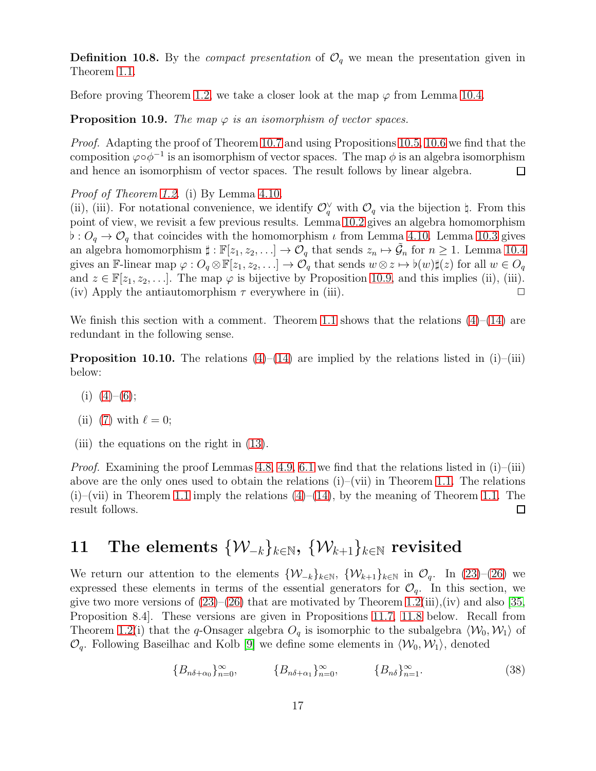**Definition 10.8.** By the *compact presentation* of $\mathcal{O}_q$ we mean the presentation given in Theorem 1.1.

Before proving Theorem 1.2, we take a closer look at the map $\varphi$ from Lemma 10.4.

**Proposition 10.9.** *The map $\varphi$ is an isomorphism of vector spaces.*

*Proof.* Adapting the proof of Theorem 10.7 and using Propositions 10.5, 10.6 we find that the composition $\varphi \circ \phi^{-1}$ is an isomorphism of vector spaces. The map $\phi$ is an algebra isomorphism and hence an isomorphism of vector spaces. The result follows by linear algebra. □

*Proof of Theorem 1.2.* (i) By Lemma 4.10.
(ii), (iii). For notational convenience, we identify $\mathcal{O}_q^\vee$ with $\mathcal{O}_q$ via the bijection $\natural$. From this point of view, we revisit a few previous results. Lemma 10.2 gives an algebra homomorphism $\flat : O_q \to \mathcal{O}_q$ that coincides with the homomorphism $\iota$ from Lemma 4.10. Lemma 10.3 gives an algebra homomorphism $\sharp : \mathbb{F}[z_1, z_2, \ldots] \to \mathcal{O}_q$ that sends $z_n \mapsto \tilde{\mathcal{G}}_n$ for $n \geq 1$. Lemma 10.4 gives an $\mathbb{F}$-linear map $\varphi : O_q \otimes \mathbb{F}[z_1, z_2, \ldots] \to \mathcal{O}_q$ that sends $w \otimes z \mapsto \flat(w)\sharp(z)$ for all $w \in O_q$ and $z \in \mathbb{F}[z_1, z_2, \ldots]$. The map $\varphi$ is bijective by Proposition 10.9, and this implies (ii), (iii).
(iv) Apply the antiautomorphism $\tau$ everywhere in (iii). □

We finish this section with a comment. Theorem 1.1 shows that the relations (4)–(14) are redundant in the following sense.

**Proposition 10.10.** The relations (4)–(14) are implied by the relations listed in (i)–(iii) below:

- (i) (4)–(6);
- (ii) (7) with $\ell = 0$;
- (iii) the equations on the right in (13).

*Proof.* Examining the proof Lemmas 4.8, 4.9, 6.1 we find that the relations listed in (i)–(iii) above are the only ones used to obtain the relations (i)–(vii) in Theorem 1.1. The relations (i)–(vii) in Theorem 1.1 imply the relations (4)–(14), by the meaning of Theorem 1.1. The result follows. □

## 11 The elements $\{\mathcal{W}_{-k}\}_{k\in\mathbb{N}}$, $\{\mathcal{W}_{k+1}\}_{k\in\mathbb{N}}$ revisited

We return our attention to the elements $\{\mathcal{W}_{-k}\}_{k\in\mathbb{N}}$, $\{\mathcal{W}_{k+1}\}_{k\in\mathbb{N}}$ in $\mathcal{O}_q$. In (23)–(26) we expressed these elements in terms of the essential generators for $\mathcal{O}_q$. In this section, we give two more versions of (23)–(26) that are motivated by Theorem 1.2(iii),(iv) and also [35, Proposition 8.4]. These versions are given in Propositions 11.7, 11.8 below. Recall from Theorem 1.2(i) that the $q$-Onsager algebra $O_q$ is isomorphic to the subalgebra $\langle \mathcal{W}_0, \mathcal{W}_1 \rangle$ of $\mathcal{O}_q$. Following Baseilhac and Kolb [9] we define some elements in $\langle \mathcal{W}_0, \mathcal{W}_1 \rangle$, denoted

$$\{B_{n\delta+\alpha_0}\}_{n=0}^\infty, \qquad \{B_{n\delta+\alpha_1}\}_{n=0}^\infty, \qquad \{B_{n\delta}\}_{n=1}^\infty. \tag{38}$$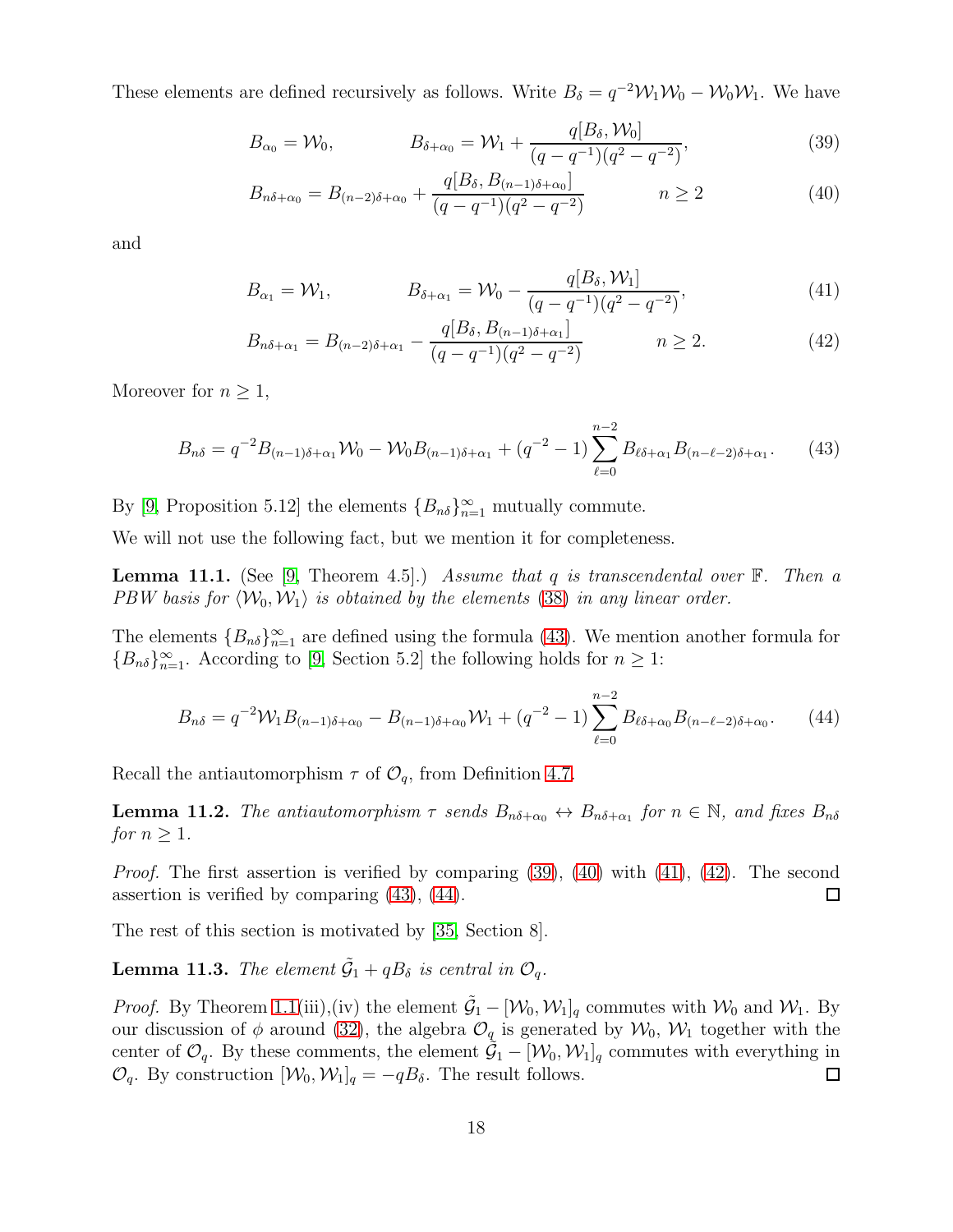These elements are defined recursively as follows. Write $B_\delta = q^{-2}\mathcal{W}_1\mathcal{W}_0 - \mathcal{W}_0\mathcal{W}_1$. We have

$$B_{\alpha_0} = \mathcal{W}_0, \qquad B_{\delta+\alpha_0} = \mathcal{W}_1 + \frac{q[B_\delta, \mathcal{W}_0]}{(q-q^{-1})(q^2-q^{-2})}, \tag{39}$$

$$B_{n\delta+\alpha_0} = B_{(n-2)\delta+\alpha_0} + \frac{q[B_\delta, B_{(n-1)\delta+\alpha_0}]}{(q-q^{-1})(q^2-q^{-2})} \qquad n \geq 2 \tag{40}$$

and

$$B_{\alpha_1} = \mathcal{W}_1, \qquad B_{\delta+\alpha_1} = \mathcal{W}_0 - \frac{q[B_\delta, \mathcal{W}_1]}{(q-q^{-1})(q^2-q^{-2})}, \tag{41}$$

$$B_{n\delta+\alpha_1} = B_{(n-2)\delta+\alpha_1} - \frac{q[B_\delta, B_{(n-1)\delta+\alpha_1}]}{(q-q^{-1})(q^2-q^{-2})} \qquad n \geq 2. \tag{42}$$

Moreover for $n \geq 1$,

$$B_{n\delta} = q^{-2}B_{(n-1)\delta+\alpha_1}\mathcal{W}_0 - \mathcal{W}_0 B_{(n-1)\delta+\alpha_1} + (q^{-2}-1)\sum_{\ell=0}^{n-2} B_{\ell\delta+\alpha_1}B_{(n-\ell-2)\delta+\alpha_1}. \tag{43}$$

By [9, Proposition 5.12] the elements $\{B_{n\delta}\}_{n=1}^\infty$ mutually commute.

We will not use the following fact, but we mention it for completeness.

**Lemma 11.1.** (See [9, Theorem 4.5].) *Assume that $q$ is transcendental over $\mathbb{F}$. Then a PBW basis for $\langle \mathcal{W}_0, \mathcal{W}_1\rangle$ is obtained by the elements (38) in any linear order.*

The elements $\{B_{n\delta}\}_{n=1}^\infty$ are defined using the formula (43). We mention another formula for $\{B_{n\delta}\}_{n=1}^\infty$. According to [9, Section 5.2] the following holds for $n \geq 1$:

$$B_{n\delta} = q^{-2}\mathcal{W}_1 B_{(n-1)\delta+\alpha_0} - B_{(n-1)\delta+\alpha_0}\mathcal{W}_1 + (q^{-2}-1)\sum_{\ell=0}^{n-2} B_{\ell\delta+\alpha_0}B_{(n-\ell-2)\delta+\alpha_0}. \tag{44}$$

Recall the antiautomorphism $\tau$ of $\mathcal{O}_q$, from Definition 4.7.

**Lemma 11.2.** *The antiautomorphism $\tau$ sends $B_{n\delta+\alpha_0} \leftrightarrow B_{n\delta+\alpha_1}$ for $n \in \mathbb{N}$, and fixes $B_{n\delta}$ for $n \geq 1$.*

*Proof.* The first assertion is verified by comparing (39), (40) with (41), (42). The second assertion is verified by comparing (43), (44). □

The rest of this section is motivated by [35, Section 8].

**Lemma 11.3.** *The element $\tilde{\mathcal{G}}_1 + qB_\delta$ is central in $\mathcal{O}_q$.*

*Proof.* By Theorem 1.1(iii),(iv) the element $\tilde{\mathcal{G}}_1 - [\mathcal{W}_0, \mathcal{W}_1]_q$ commutes with $\mathcal{W}_0$ and $\mathcal{W}_1$. By our discussion of $\phi$ around (32), the algebra $\mathcal{O}_q$ is generated by $\mathcal{W}_0$, $\mathcal{W}_1$ together with the center of $\mathcal{O}_q$. By these comments, the element $\tilde{\mathcal{G}}_1 - [\mathcal{W}_0, \mathcal{W}_1]_q$ commutes with everything in $\mathcal{O}_q$. By construction $[\mathcal{W}_0, \mathcal{W}_1]_q = -qB_\delta$. The result follows. □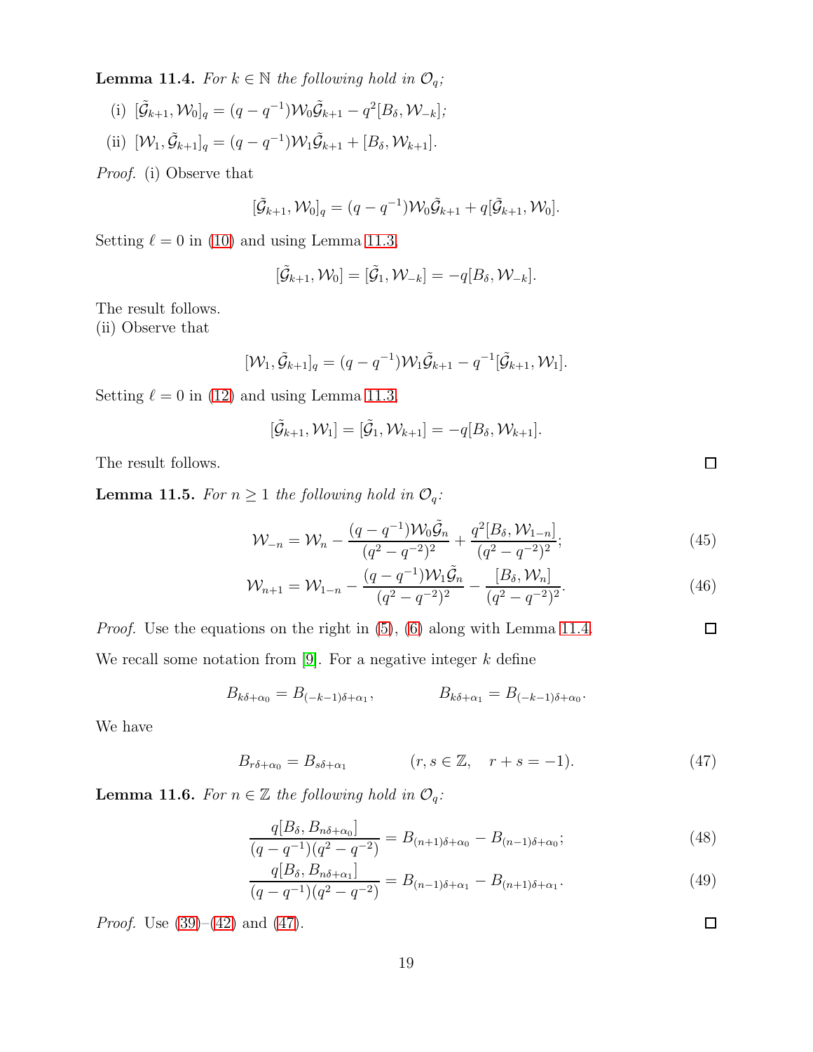**Lemma 11.4.** *For $k \in \mathbb{N}$ the following hold in $\mathcal{O}_q$;*

(i) $[\tilde{\mathcal{G}}_{k+1}, \mathcal{W}_0]_q = (q - q^{-1})\mathcal{W}_0\tilde{\mathcal{G}}_{k+1} - q^2[B_\delta, \mathcal{W}_{-k}]$;

(ii) $[\mathcal{W}_1, \tilde{\mathcal{G}}_{k+1}]_q = (q - q^{-1})\mathcal{W}_1\tilde{\mathcal{G}}_{k+1} + [B_\delta, \mathcal{W}_{k+1}]$.

*Proof.* (i) Observe that

$$[\tilde{\mathcal{G}}_{k+1}, \mathcal{W}_0]_q = (q - q^{-1})\mathcal{W}_0\tilde{\mathcal{G}}_{k+1} + q[\tilde{\mathcal{G}}_{k+1}, \mathcal{W}_0].$$

Setting $\ell = 0$ in (10) and using Lemma 11.3,

$$[\tilde{\mathcal{G}}_{k+1}, \mathcal{W}_0] = [\tilde{\mathcal{G}}_1, \mathcal{W}_{-k}] = -q[B_\delta, \mathcal{W}_{-k}].$$

The result follows.
(ii) Observe that

$$[\mathcal{W}_1, \tilde{\mathcal{G}}_{k+1}]_q = (q - q^{-1})\mathcal{W}_1\tilde{\mathcal{G}}_{k+1} - q^{-1}[\tilde{\mathcal{G}}_{k+1}, \mathcal{W}_1].$$

Setting $\ell = 0$ in (12) and using Lemma 11.3,

$$[\tilde{\mathcal{G}}_{k+1}, \mathcal{W}_1] = [\tilde{\mathcal{G}}_1, \mathcal{W}_{k+1}] = -q[B_\delta, \mathcal{W}_{k+1}].$$

The result follows. $\square$

**Lemma 11.5.** *For $n \geq 1$ the following hold in $\mathcal{O}_q$:*

$$\mathcal{W}_{-n} = \mathcal{W}_n - \frac{(q - q^{-1})\mathcal{W}_0\tilde{\mathcal{G}}_n}{(q^2 - q^{-2})^2} + \frac{q^2[B_\delta, \mathcal{W}_{1-n}]}{(q^2 - q^{-2})^2}; \tag{45}$$

$$\mathcal{W}_{n+1} = \mathcal{W}_{1-n} - \frac{(q - q^{-1})\mathcal{W}_1\tilde{\mathcal{G}}_n}{(q^2 - q^{-2})^2} - \frac{[B_\delta, \mathcal{W}_n]}{(q^2 - q^{-2})^2}. \tag{46}$$

*Proof.* Use the equations on the right in (5), (6) along with Lemma 11.4. $\square$

We recall some notation from [9]. For a negative integer $k$ define

$$B_{k\delta+\alpha_0} = B_{(-k-1)\delta+\alpha_1}, \qquad B_{k\delta+\alpha_1} = B_{(-k-1)\delta+\alpha_0}.$$

We have

$$B_{r\delta+\alpha_0} = B_{s\delta+\alpha_1} \qquad (r, s \in \mathbb{Z}, \quad r + s = -1). \tag{47}$$

**Lemma 11.6.** *For $n \in \mathbb{Z}$ the following hold in $\mathcal{O}_q$:*

$$\frac{q[B_\delta, B_{n\delta+\alpha_0}]}{(q - q^{-1})(q^2 - q^{-2})} = B_{(n+1)\delta+\alpha_0} - B_{(n-1)\delta+\alpha_0}; \tag{48}$$

$$\frac{q[B_\delta, B_{n\delta+\alpha_1}]}{(q - q^{-1})(q^2 - q^{-2})} = B_{(n-1)\delta+\alpha_1} - B_{(n+1)\delta+\alpha_1}. \tag{49}$$

*Proof.* Use (39)–(42) and (47). $\square$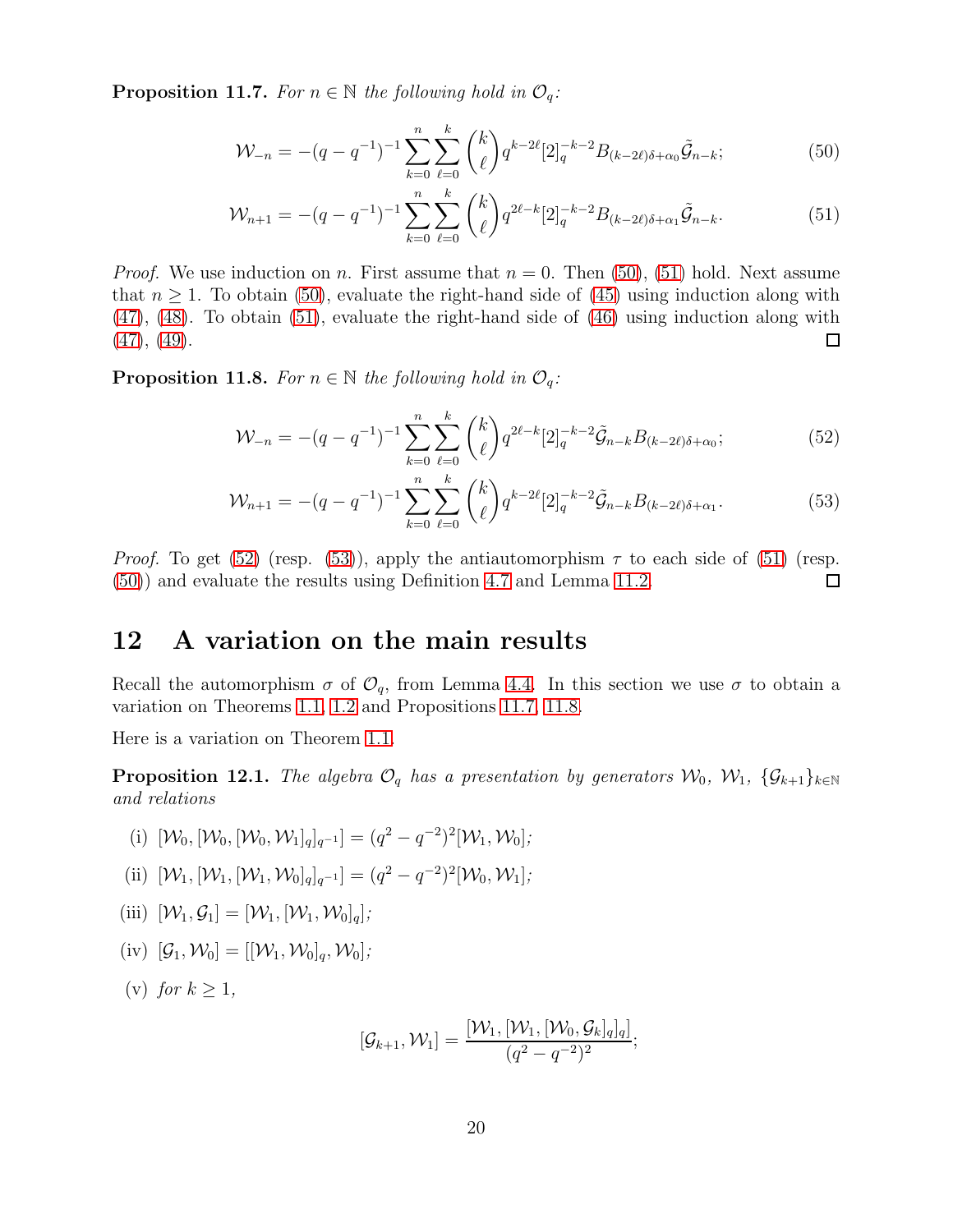**Proposition 11.7.** *For $n \in \mathbb{N}$ the following hold in $\mathcal{O}_q$:*

$$\mathcal{W}_{-n} = -(q-q^{-1})^{-1} \sum_{k=0}^{n} \sum_{\ell=0}^{k} \binom{k}{\ell} q^{k-2\ell} [2]_q^{-k-2} B_{(k-2\ell)\delta+\alpha_0} \tilde{\mathcal{G}}_{n-k}; \tag{50}$$

$$\mathcal{W}_{n+1} = -(q-q^{-1})^{-1} \sum_{k=0}^{n} \sum_{\ell=0}^{k} \binom{k}{\ell} q^{2\ell-k} [2]_q^{-k-2} B_{(k-2\ell)\delta+\alpha_1} \tilde{\mathcal{G}}_{n-k}. \tag{51}$$

*Proof.* We use induction on $n$. First assume that $n = 0$. Then (50), (51) hold. Next assume that $n \geq 1$. To obtain (50), evaluate the right-hand side of (45) using induction along with (47), (48). To obtain (51), evaluate the right-hand side of (46) using induction along with (47), (49). □

**Proposition 11.8.** *For $n \in \mathbb{N}$ the following hold in $\mathcal{O}_q$:*

$$\mathcal{W}_{-n} = -(q-q^{-1})^{-1} \sum_{k=0}^{n} \sum_{\ell=0}^{k} \binom{k}{\ell} q^{2\ell-k} [2]_q^{-k-2} \tilde{\mathcal{G}}_{n-k} B_{(k-2\ell)\delta+\alpha_0}; \tag{52}$$

$$\mathcal{W}_{n+1} = -(q-q^{-1})^{-1} \sum_{k=0}^{n} \sum_{\ell=0}^{k} \binom{k}{\ell} q^{k-2\ell} [2]_q^{-k-2} \tilde{\mathcal{G}}_{n-k} B_{(k-2\ell)\delta+\alpha_1}. \tag{53}$$

*Proof.* To get (52) (resp. (53)), apply the antiautomorphism $\tau$ to each side of (51) (resp. (50)) and evaluate the results using Definition 4.7 and Lemma 11.2. □

## 12 A variation on the main results

Recall the automorphism $\sigma$ of $\mathcal{O}_q$, from Lemma 4.4. In this section we use $\sigma$ to obtain a variation on Theorems 1.1, 1.2 and Propositions 11.7, 11.8.

Here is a variation on Theorem 1.1.

**Proposition 12.1.** *The algebra $\mathcal{O}_q$ has a presentation by generators $\mathcal{W}_0$, $\mathcal{W}_1$, $\{\mathcal{G}_{k+1}\}_{k\in\mathbb{N}}$ and relations*

(i) $[\mathcal{W}_0, [\mathcal{W}_0, [\mathcal{W}_0, \mathcal{W}_1]_q]_{q^{-1}}] = (q^2 - q^{-2})^2 [\mathcal{W}_1, \mathcal{W}_0]$;

(ii) $[\mathcal{W}_1, [\mathcal{W}_1, [\mathcal{W}_1, \mathcal{W}_0]_q]_{q^{-1}}] = (q^2 - q^{-2})^2 [\mathcal{W}_0, \mathcal{W}_1]$;

(iii) $[\mathcal{W}_1, \mathcal{G}_1] = [\mathcal{W}_1, [\mathcal{W}_1, \mathcal{W}_0]_q]$;

(iv) $[\mathcal{G}_1, \mathcal{W}_0] = [[\mathcal{W}_1, \mathcal{W}_0]_q, \mathcal{W}_0]$;

(v) *for $k \geq 1$,*

$$[\mathcal{G}_{k+1}, \mathcal{W}_1] = \frac{[\mathcal{W}_1, [\mathcal{W}_1, [\mathcal{W}_0, \mathcal{G}_k]_q]_q]}{(q^2 - q^{-2})^2};$$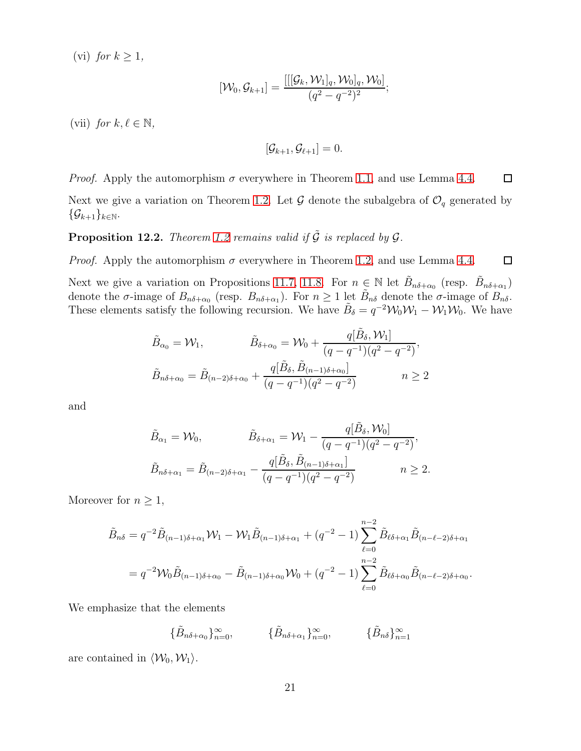(vi) *for* $k \geq 1$,

$$[\mathcal{W}_0, \mathcal{G}_{k+1}] = \frac{[[[\mathcal{G}_k, \mathcal{W}_1]_q, \mathcal{W}_0]_q, \mathcal{W}_0]}{(q^2 - q^{-2})^2};$$

(vii) *for* $k, \ell \in \mathbb{N}$,

$$[\mathcal{G}_{k+1}, \mathcal{G}_{\ell+1}] = 0.$$

*Proof.* Apply the automorphism $\sigma$ everywhere in Theorem 1.1, and use Lemma 4.4. $\square$

Next we give a variation on Theorem 1.2. Let $\mathcal{G}$ denote the subalgebra of $\mathcal{O}_q$ generated by $\{\mathcal{G}_{k+1}\}_{k \in \mathbb{N}}$.

**Proposition 12.2.** *Theorem 1.2 remains valid if* $\tilde{\mathcal{G}}$ *is replaced by* $\mathcal{G}$.

*Proof.* Apply the automorphism $\sigma$ everywhere in Theorem 1.2, and use Lemma 4.4. $\square$

Next we give a variation on Propositions 11.7, 11.8. For $n \in \mathbb{N}$ let $\tilde{B}_{n\delta+\alpha_0}$ (resp. $\tilde{B}_{n\delta+\alpha_1}$) denote the $\sigma$-image of $B_{n\delta+\alpha_0}$ (resp. $B_{n\delta+\alpha_1}$). For $n \geq 1$ let $\tilde{B}_{n\delta}$ denote the $\sigma$-image of $B_{n\delta}$. These elements satisfy the following recursion. We have $\tilde{B}_\delta = q^{-2}\mathcal{W}_0\mathcal{W}_1 - \mathcal{W}_1\mathcal{W}_0$. We have

$$\tilde{B}_{\alpha_0} = \mathcal{W}_1, \qquad \tilde{B}_{\delta+\alpha_0} = \mathcal{W}_0 + \frac{q[\tilde{B}_\delta, \mathcal{W}_1]}{(q - q^{-1})(q^2 - q^{-2})},$$

$$\tilde{B}_{n\delta+\alpha_0} = \tilde{B}_{(n-2)\delta+\alpha_0} + \frac{q[\tilde{B}_\delta, \tilde{B}_{(n-1)\delta+\alpha_0}]}{(q - q^{-1})(q^2 - q^{-2})} \qquad n \geq 2$$

and

$$\tilde{B}_{\alpha_1} = \mathcal{W}_0, \qquad \tilde{B}_{\delta+\alpha_1} = \mathcal{W}_1 - \frac{q[\tilde{B}_\delta, \mathcal{W}_0]}{(q - q^{-1})(q^2 - q^{-2})},$$

$$\tilde{B}_{n\delta+\alpha_1} = \tilde{B}_{(n-2)\delta+\alpha_1} - \frac{q[\tilde{B}_\delta, \tilde{B}_{(n-1)\delta+\alpha_1}]}{(q - q^{-1})(q^2 - q^{-2})} \qquad n \geq 2.$$

Moreover for $n \geq 1$,

$$\begin{aligned}
\tilde{B}_{n\delta} &= q^{-2}\tilde{B}_{(n-1)\delta+\alpha_1}\mathcal{W}_1 - \mathcal{W}_1\tilde{B}_{(n-1)\delta+\alpha_1} + (q^{-2} - 1)\sum_{\ell=0}^{n-2} \tilde{B}_{\ell\delta+\alpha_1}\tilde{B}_{(n-\ell-2)\delta+\alpha_1} \\
&= q^{-2}\mathcal{W}_0\tilde{B}_{(n-1)\delta+\alpha_0} - \tilde{B}_{(n-1)\delta+\alpha_0}\mathcal{W}_0 + (q^{-2} - 1)\sum_{\ell=0}^{n-2} \tilde{B}_{\ell\delta+\alpha_0}\tilde{B}_{(n-\ell-2)\delta+\alpha_0}.
\end{aligned}$$

We emphasize that the elements

$$\{\tilde{B}_{n\delta+\alpha_0}\}_{n=0}^\infty, \qquad \{\tilde{B}_{n\delta+\alpha_1}\}_{n=0}^\infty, \qquad \{\tilde{B}_{n\delta}\}_{n=1}^\infty$$

are contained in $\langle \mathcal{W}_0, \mathcal{W}_1 \rangle$.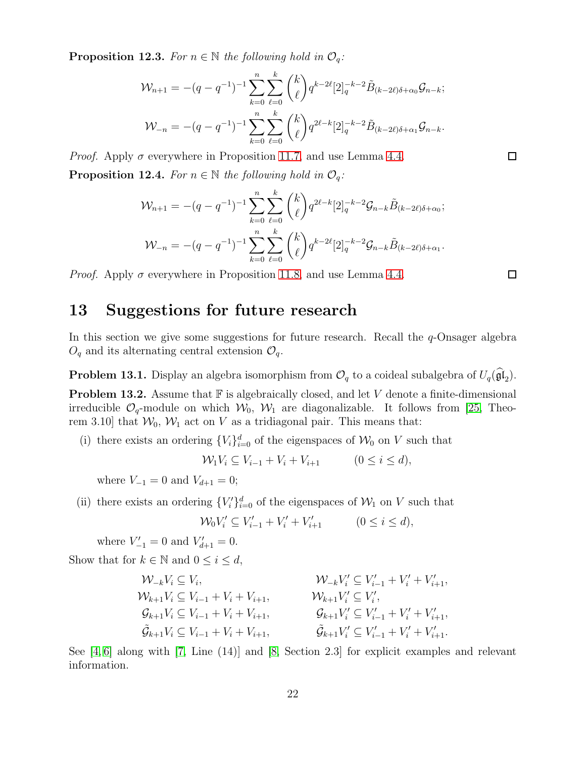**Proposition 12.3.** *For $n \in \mathbb{N}$ the following hold in $\mathcal{O}_q$:*

$$\mathcal{W}_{n+1} = -(q-q^{-1})^{-1} \sum_{k=0}^{n} \sum_{\ell=0}^{k} \binom{k}{\ell} q^{k-2\ell} [2]_q^{-k-2} \tilde{B}_{(k-2\ell)\delta+\alpha_0} \mathcal{G}_{n-k};$$

$$\mathcal{W}_{-n} = -(q-q^{-1})^{-1} \sum_{k=0}^{n} \sum_{\ell=0}^{k} \binom{k}{\ell} q^{2\ell-k} [2]_q^{-k-2} \tilde{B}_{(k-2\ell)\delta+\alpha_1} \mathcal{G}_{n-k}.$$

*Proof.* Apply $\sigma$ everywhere in Proposition 11.7, and use Lemma 4.4. □

**Proposition 12.4.** *For $n \in \mathbb{N}$ the following hold in $\mathcal{O}_q$:*

$$\mathcal{W}_{n+1} = -(q-q^{-1})^{-1} \sum_{k=0}^{n} \sum_{\ell=0}^{k} \binom{k}{\ell} q^{2\ell-k} [2]_q^{-k-2} \mathcal{G}_{n-k} \tilde{B}_{(k-2\ell)\delta+\alpha_0};$$

$$\mathcal{W}_{-n} = -(q-q^{-1})^{-1} \sum_{k=0}^{n} \sum_{\ell=0}^{k} \binom{k}{\ell} q^{k-2\ell} [2]_q^{-k-2} \mathcal{G}_{n-k} \tilde{B}_{(k-2\ell)\delta+\alpha_1}.$$

*Proof.* Apply $\sigma$ everywhere in Proposition 11.8, and use Lemma 4.4. □

# 13 Suggestions for future research

In this section we give some suggestions for future research. Recall the $q$-Onsager algebra $O_q$ and its alternating central extension $\mathcal{O}_q$.

**Problem 13.1.** Display an algebra isomorphism from $\mathcal{O}_q$ to a coideal subalgebra of $U_q(\widehat{\mathfrak{gl}}_2)$.

**Problem 13.2.** Assume that $\mathbb{F}$ is algebraically closed, and let $V$ denote a finite-dimensional irreducible $\mathcal{O}_q$-module on which $\mathcal{W}_0$, $\mathcal{W}_1$ are diagonalizable. It follows from [25, Theorem 3.10] that $\mathcal{W}_0$, $\mathcal{W}_1$ act on $V$ as a tridiagonal pair. This means that:

(i) there exists an ordering $\{V_i\}_{i=0}^d$ of the eigenspaces of $\mathcal{W}_0$ on $V$ such that

$$\mathcal{W}_1 V_i \subseteq V_{i-1} + V_i + V_{i+1} \qquad (0 \le i \le d),$$

where $V_{-1} = 0$ and $V_{d+1} = 0$;

(ii) there exists an ordering $\{V'_i\}_{i=0}^d$ of the eigenspaces of $\mathcal{W}_1$ on $V$ such that

$$\mathcal{W}_0 V'_i \subseteq V'_{i-1} + V'_i + V'_{i+1} \qquad (0 \le i \le d),$$

where $V'_{-1} = 0$ and $V'_{d+1} = 0$.

Show that for $k \in \mathbb{N}$ and $0 \le i \le d$,

$$\begin{aligned}
\mathcal{W}_{-k} V_i &\subseteq V_i, & \mathcal{W}_{-k} V'_i &\subseteq V'_{i-1} + V'_i + V'_{i+1}, \\
\mathcal{W}_{k+1} V_i &\subseteq V_{i-1} + V_i + V_{i+1}, & \mathcal{W}_{k+1} V'_i &\subseteq V'_i, \\
\mathcal{G}_{k+1} V_i &\subseteq V_{i-1} + V_i + V_{i+1}, & \mathcal{G}_{k+1} V'_i &\subseteq V'_{i-1} + V'_i + V'_{i+1}, \\
\tilde{\mathcal{G}}_{k+1} V_i &\subseteq V_{i-1} + V_i + V_{i+1}, & \tilde{\mathcal{G}}_{k+1} V'_i &\subseteq V'_{i-1} + V'_i + V'_{i+1}.
\end{aligned}$$

See [4, 6] along with [7, Line (14)] and [8, Section 2.3] for explicit examples and relevant information.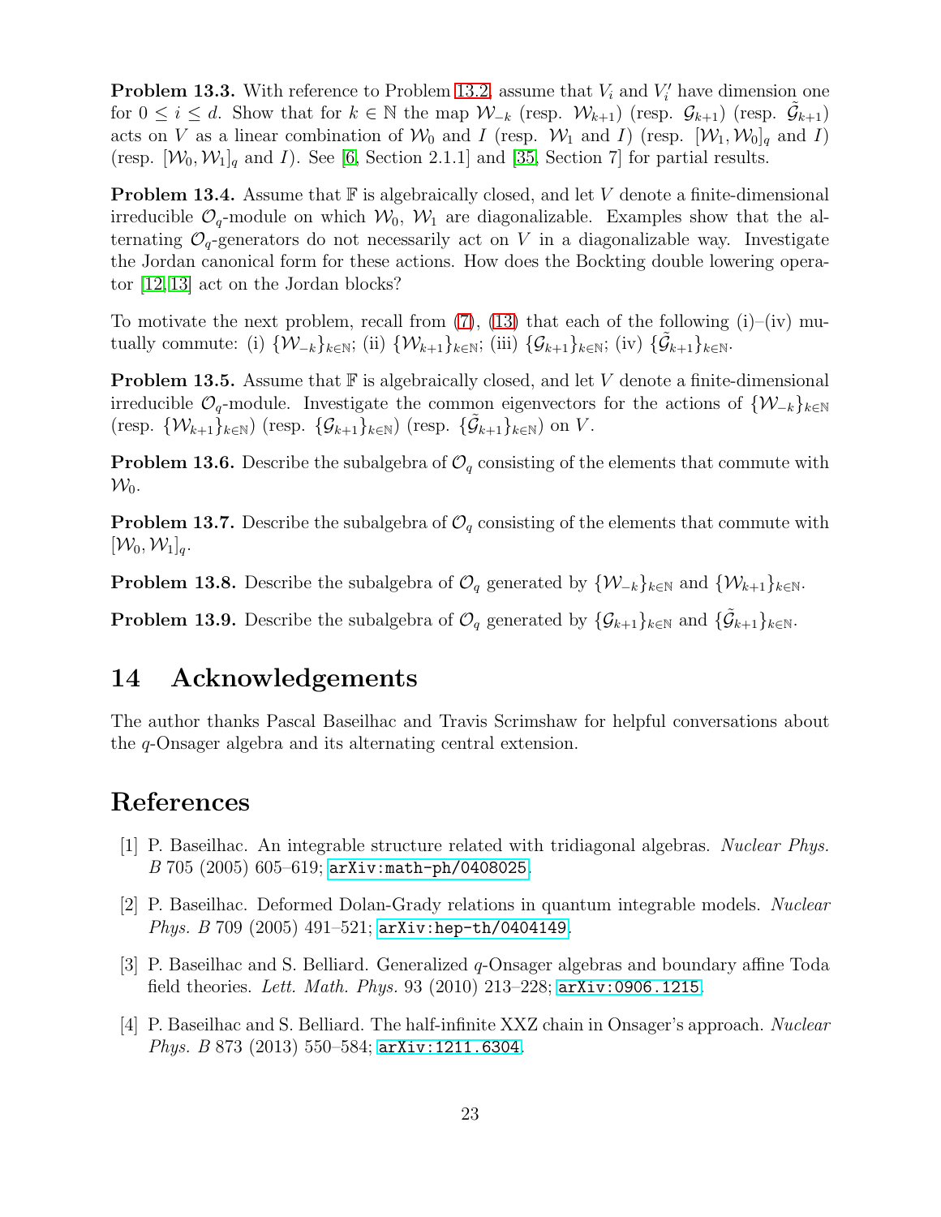**Problem 13.3.** With reference to Problem 13.2, assume that $V_i$ and $V_i'$ have dimension one for $0 \leq i \leq d$. Show that for $k \in \mathbb{N}$ the map $\mathcal{W}_{-k}$ (resp. $\mathcal{W}_{k+1}$) (resp. $\mathcal{G}_{k+1}$) (resp. $\tilde{\mathcal{G}}_{k+1}$) acts on $V$ as a linear combination of $\mathcal{W}_0$ and $I$ (resp. $\mathcal{W}_1$ and $I$) (resp. $[\mathcal{W}_1, \mathcal{W}_0]_q$ and $I$) (resp. $[\mathcal{W}_0, \mathcal{W}_1]_q$ and $I$). See [6, Section 2.1.1] and [35, Section 7] for partial results.

**Problem 13.4.** Assume that $\mathbb{F}$ is algebraically closed, and let $V$ denote a finite-dimensional irreducible $\mathcal{O}_q$-module on which $\mathcal{W}_0$, $\mathcal{W}_1$ are diagonalizable. Examples show that the alternating $\mathcal{O}_q$-generators do not necessarily act on $V$ in a diagonalizable way. Investigate the Jordan canonical form for these actions. How does the Bockting double lowering operator [12, 13] act on the Jordan blocks?

To motivate the next problem, recall from (7), (13) that each of the following (i)–(iv) mutually commute: (i) $\{\mathcal{W}_{-k}\}_{k\in\mathbb{N}}$; (ii) $\{\mathcal{W}_{k+1}\}_{k\in\mathbb{N}}$; (iii) $\{\mathcal{G}_{k+1}\}_{k\in\mathbb{N}}$; (iv) $\{\tilde{\mathcal{G}}_{k+1}\}_{k\in\mathbb{N}}$.

**Problem 13.5.** Assume that $\mathbb{F}$ is algebraically closed, and let $V$ denote a finite-dimensional irreducible $\mathcal{O}_q$-module. Investigate the common eigenvectors for the actions of $\{\mathcal{W}_{-k}\}_{k\in\mathbb{N}}$ (resp. $\{\mathcal{W}_{k+1}\}_{k\in\mathbb{N}}$) (resp. $\{\mathcal{G}_{k+1}\}_{k\in\mathbb{N}}$) (resp. $\{\tilde{\mathcal{G}}_{k+1}\}_{k\in\mathbb{N}}$) on $V$.

**Problem 13.6.** Describe the subalgebra of $\mathcal{O}_q$ consisting of the elements that commute with $\mathcal{W}_0$.

**Problem 13.7.** Describe the subalgebra of $\mathcal{O}_q$ consisting of the elements that commute with $[\mathcal{W}_0, \mathcal{W}_1]_q$.

**Problem 13.8.** Describe the subalgebra of $\mathcal{O}_q$ generated by $\{\mathcal{W}_{-k}\}_{k\in\mathbb{N}}$ and $\{\mathcal{W}_{k+1}\}_{k\in\mathbb{N}}$.

**Problem 13.9.** Describe the subalgebra of $\mathcal{O}_q$ generated by $\{\mathcal{G}_{k+1}\}_{k\in\mathbb{N}}$ and $\{\tilde{\mathcal{G}}_{k+1}\}_{k\in\mathbb{N}}$.

# 14 Acknowledgements

The author thanks Pascal Baseilhac and Travis Scrimshaw for helpful conversations about the $q$-Onsager algebra and its alternating central extension.

# References

[1] P. Baseilhac. An integrable structure related with tridiagonal algebras. *Nuclear Phys. B* 705 (2005) 605–619; arXiv:math-ph/0408025.

[2] P. Baseilhac. Deformed Dolan-Grady relations in quantum integrable models. *Nuclear Phys. B* 709 (2005) 491–521; arXiv:hep-th/0404149.

[3] P. Baseilhac and S. Belliard. Generalized $q$-Onsager algebras and boundary affine Toda field theories. *Lett. Math. Phys.* 93 (2010) 213–228; arXiv:0906.1215.

[4] P. Baseilhac and S. Belliard. The half-infinite XXZ chain in Onsager's approach. *Nuclear Phys. B* 873 (2013) 550–584; arXiv:1211.6304.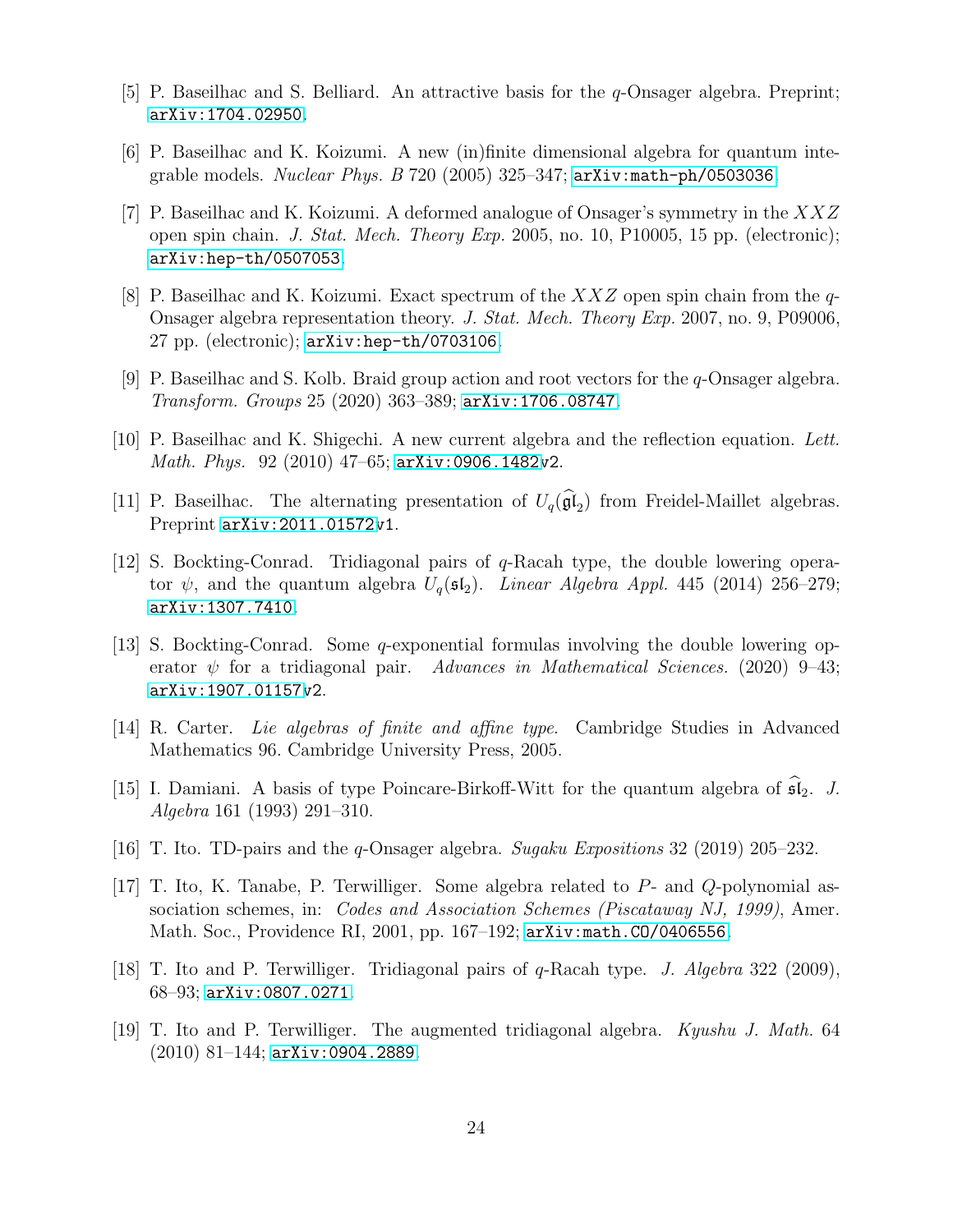[5] P. Baseilhac and S. Belliard. An attractive basis for the $q$-Onsager algebra. Preprint; arXiv:1704.02950.

[6] P. Baseilhac and K. Koizumi. A new (in)finite dimensional algebra for quantum integrable models. *Nuclear Phys. B* 720 (2005) 325–347; arXiv:math-ph/0503036.

[7] P. Baseilhac and K. Koizumi. A deformed analogue of Onsager's symmetry in the $XXZ$ open spin chain. *J. Stat. Mech. Theory Exp.* 2005, no. 10, P10005, 15 pp. (electronic); arXiv:hep-th/0507053.

[8] P. Baseilhac and K. Koizumi. Exact spectrum of the $XXZ$ open spin chain from the $q$-Onsager algebra representation theory. *J. Stat. Mech. Theory Exp.* 2007, no. 9, P09006, 27 pp. (electronic); arXiv:hep-th/0703106.

[9] P. Baseilhac and S. Kolb. Braid group action and root vectors for the $q$-Onsager algebra. *Transform. Groups* 25 (2020) 363–389; arXiv:1706.08747.

[10] P. Baseilhac and K. Shigechi. A new current algebra and the reflection equation. *Lett. Math. Phys.* 92 (2010) 47–65; arXiv:0906.1482v2.

[11] P. Baseilhac. The alternating presentation of $U_q(\widehat{\mathfrak{gl}}_2)$ from Freidel-Maillet algebras. Preprint arXiv:2011.01572v1.

[12] S. Bockting-Conrad. Tridiagonal pairs of $q$-Racah type, the double lowering operator $\psi$, and the quantum algebra $U_q(\mathfrak{sl}_2)$. *Linear Algebra Appl.* 445 (2014) 256–279; arXiv:1307.7410.

[13] S. Bockting-Conrad. Some $q$-exponential formulas involving the double lowering operator $\psi$ for a tridiagonal pair. *Advances in Mathematical Sciences.* (2020) 9–43; arXiv:1907.01157v2.

[14] R. Carter. *Lie algebras of finite and affine type.* Cambridge Studies in Advanced Mathematics 96. Cambridge University Press, 2005.

[15] I. Damiani. A basis of type Poincare-Birkoff-Witt for the quantum algebra of $\widehat{\mathfrak{sl}}_2$. *J. Algebra* 161 (1993) 291–310.

[16] T. Ito. TD-pairs and the $q$-Onsager algebra. *Sugaku Expositions* 32 (2019) 205–232.

[17] T. Ito, K. Tanabe, P. Terwilliger. Some algebra related to $P$- and $Q$-polynomial association schemes, in: *Codes and Association Schemes (Piscataway NJ, 1999)*, Amer. Math. Soc., Providence RI, 2001, pp. 167–192; arXiv:math.CO/0406556.

[18] T. Ito and P. Terwilliger. Tridiagonal pairs of $q$-Racah type. *J. Algebra* 322 (2009), 68–93; arXiv:0807.0271.

[19] T. Ito and P. Terwilliger. The augmented tridiagonal algebra. *Kyushu J. Math.* 64 (2010) 81–144; arXiv:0904.2889.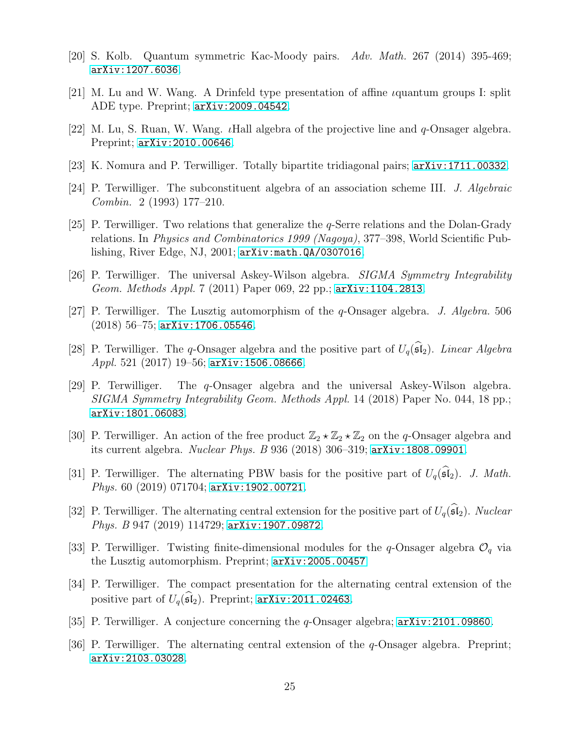[20] S. Kolb. Quantum symmetric Kac-Moody pairs. *Adv. Math.* 267 (2014) 395-469; arXiv:1207.6036.

[21] M. Lu and W. Wang. A Drinfeld type presentation of affine $\imath$quantum groups I: split ADE type. Preprint; arXiv:2009.04542.

[22] M. Lu, S. Ruan, W. Wang. $\imath$Hall algebra of the projective line and $q$-Onsager algebra. Preprint; arXiv:2010.00646.

[23] K. Nomura and P. Terwilliger. Totally bipartite tridiagonal pairs; arXiv:1711.00332.

[24] P. Terwilliger. The subconstituent algebra of an association scheme III. *J. Algebraic Combin.* 2 (1993) 177–210.

[25] P. Terwilliger. Two relations that generalize the $q$-Serre relations and the Dolan-Grady relations. In *Physics and Combinatorics 1999 (Nagoya)*, 377–398, World Scientific Publishing, River Edge, NJ, 2001; arXiv:math.QA/0307016.

[26] P. Terwilliger. The universal Askey-Wilson algebra. *SIGMA Symmetry Integrability Geom. Methods Appl.* 7 (2011) Paper 069, 22 pp.; arXiv:1104.2813.

[27] P. Terwilliger. The Lusztig automorphism of the $q$-Onsager algebra. *J. Algebra.* 506 (2018) 56–75; arXiv:1706.05546.

[28] P. Terwilliger. The $q$-Onsager algebra and the positive part of $U_q(\widehat{\mathfrak{sl}}_2)$. *Linear Algebra Appl.* 521 (2017) 19–56; arXiv:1506.08666.

[29] P. Terwilliger. The $q$-Onsager algebra and the universal Askey-Wilson algebra. *SIGMA Symmetry Integrability Geom. Methods Appl.* 14 (2018) Paper No. 044, 18 pp.; arXiv:1801.06083.

[30] P. Terwilliger. An action of the free product $\mathbb{Z}_2 \star \mathbb{Z}_2 \star \mathbb{Z}_2$ on the $q$-Onsager algebra and its current algebra. *Nuclear Phys. B* 936 (2018) 306–319; arXiv:1808.09901.

[31] P. Terwilliger. The alternating PBW basis for the positive part of $U_q(\widehat{\mathfrak{sl}}_2)$. *J. Math. Phys.* 60 (2019) 071704; arXiv:1902.00721.

[32] P. Terwilliger. The alternating central extension for the positive part of $U_q(\widehat{\mathfrak{sl}}_2)$. *Nuclear Phys. B* 947 (2019) 114729; arXiv:1907.09872.

[33] P. Terwilliger. Twisting finite-dimensional modules for the $q$-Onsager algebra $\mathcal{O}_q$ via the Lusztig automorphism. Preprint; arXiv:2005.00457

[34] P. Terwilliger. The compact presentation for the alternating central extension of the positive part of $U_q(\widehat{\mathfrak{sl}}_2)$. Preprint; arXiv:2011.02463.

[35] P. Terwilliger. A conjecture concerning the $q$-Onsager algebra; arXiv:2101.09860.

[36] P. Terwilliger. The alternating central extension of the $q$-Onsager algebra. Preprint; arXiv:2103.03028.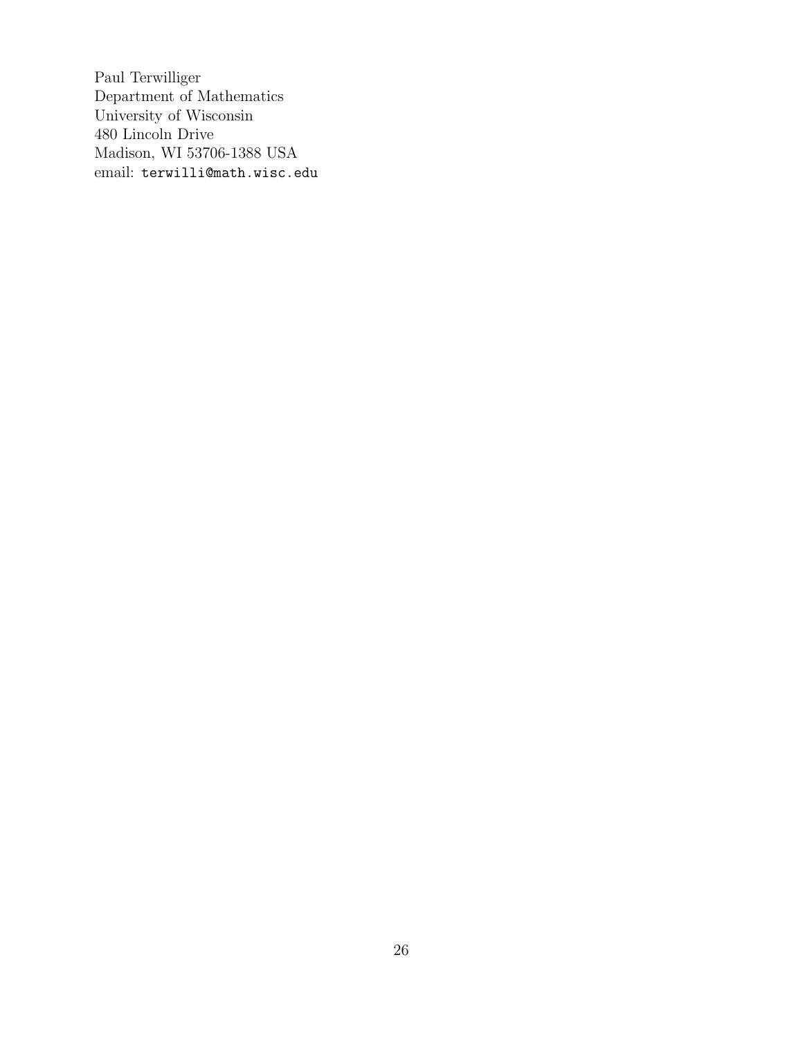Paul Terwilliger
Department of Mathematics
University of Wisconsin
480 Lincoln Drive
Madison, WI 53706-1388 USA
email: `terwilli@math.wisc.edu`